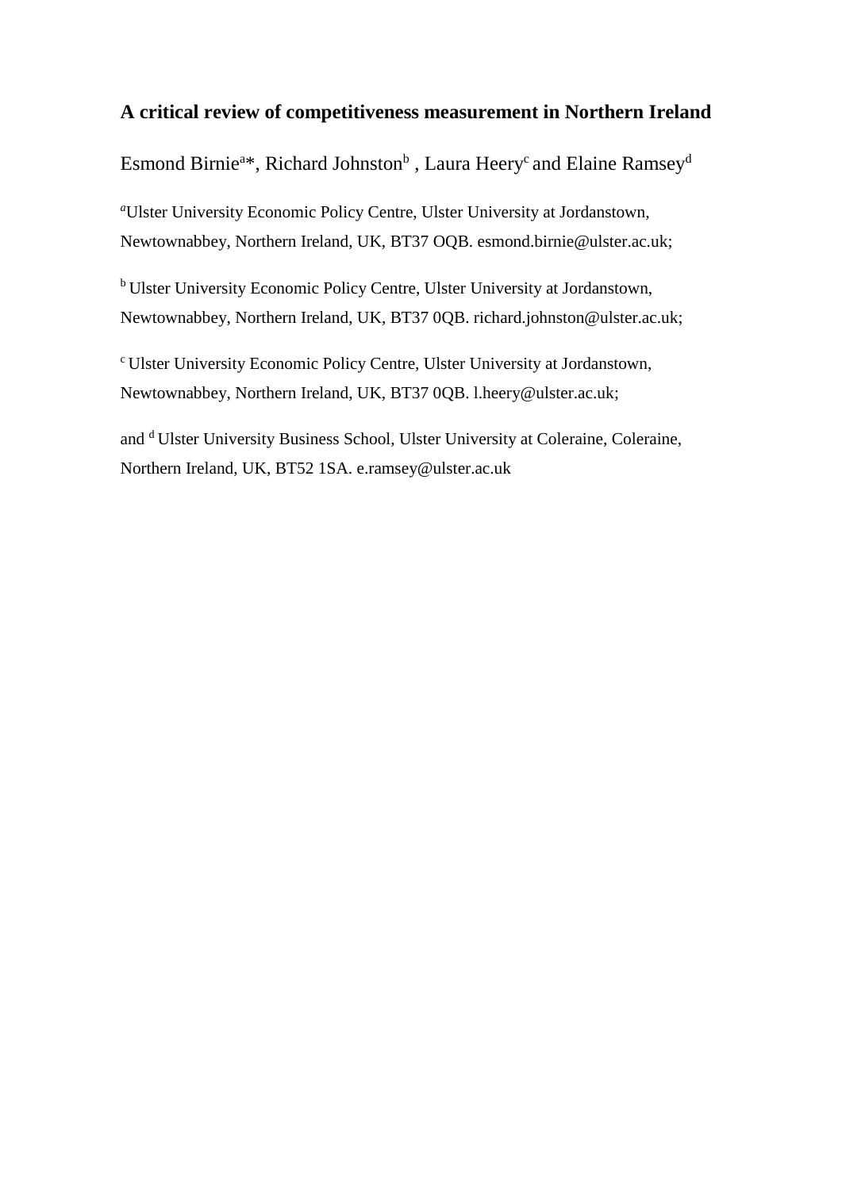# A critical review of competitiveness measurement in Northern Ireland

Esmond Birnie[a]*, Richard Johnston[b] , Laura Heery[c] and Elaine Ramsey[d]

[a]Ulster University Economic Policy Centre, Ulster University at Jordanstown, Newtownabbey, Northern Ireland, UK, BT37 OQB. esmond.birnie@ulster.ac.uk;

[b] Ulster University Economic Policy Centre, Ulster University at Jordanstown, Newtownabbey, Northern Ireland, UK, BT37 0QB. richard.johnston@ulster.ac.uk;

[c] Ulster University Economic Policy Centre, Ulster University at Jordanstown, Newtownabbey, Northern Ireland, UK, BT37 0QB. l.heery@ulster.ac.uk;

and [d] Ulster University Business School, Ulster University at Coleraine, Coleraine, Northern Ireland, UK, BT52 1SA. e.ramsey@ulster.ac.uk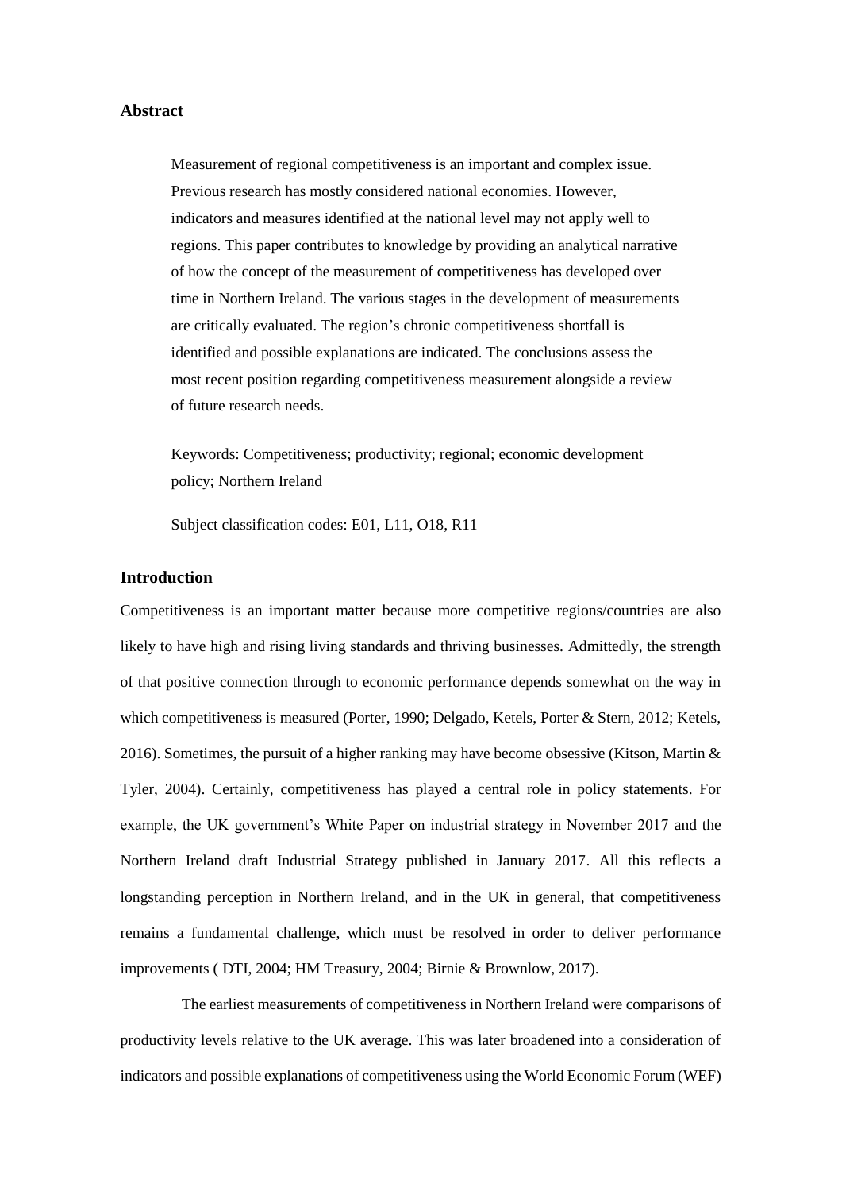## Abstract

Measurement of regional competitiveness is an important and complex issue. Previous research has mostly considered national economies. However, indicators and measures identified at the national level may not apply well to regions. This paper contributes to knowledge by providing an analytical narrative of how the concept of the measurement of competitiveness has developed over time in Northern Ireland. The various stages in the development of measurements are critically evaluated. The region's chronic competitiveness shortfall is identified and possible explanations are indicated. The conclusions assess the most recent position regarding competitiveness measurement alongside a review of future research needs.

Keywords: Competitiveness; productivity; regional; economic development policy; Northern Ireland

Subject classification codes: E01, L11, O18, R11

## Introduction

Competitiveness is an important matter because more competitive regions/countries are also likely to have high and rising living standards and thriving businesses. Admittedly, the strength of that positive connection through to economic performance depends somewhat on the way in which competitiveness is measured (Porter, 1990; Delgado, Ketels, Porter & Stern, 2012; Ketels, 2016). Sometimes, the pursuit of a higher ranking may have become obsessive (Kitson, Martin & Tyler, 2004). Certainly, competitiveness has played a central role in policy statements. For example, the UK government's White Paper on industrial strategy in November 2017 and the Northern Ireland draft Industrial Strategy published in January 2017. All this reflects a longstanding perception in Northern Ireland, and in the UK in general, that competitiveness remains a fundamental challenge, which must be resolved in order to deliver performance improvements ( DTI, 2004; HM Treasury, 2004; Birnie & Brownlow, 2017).

The earliest measurements of competitiveness in Northern Ireland were comparisons of productivity levels relative to the UK average. This was later broadened into a consideration of indicators and possible explanations of competitiveness using the World Economic Forum (WEF)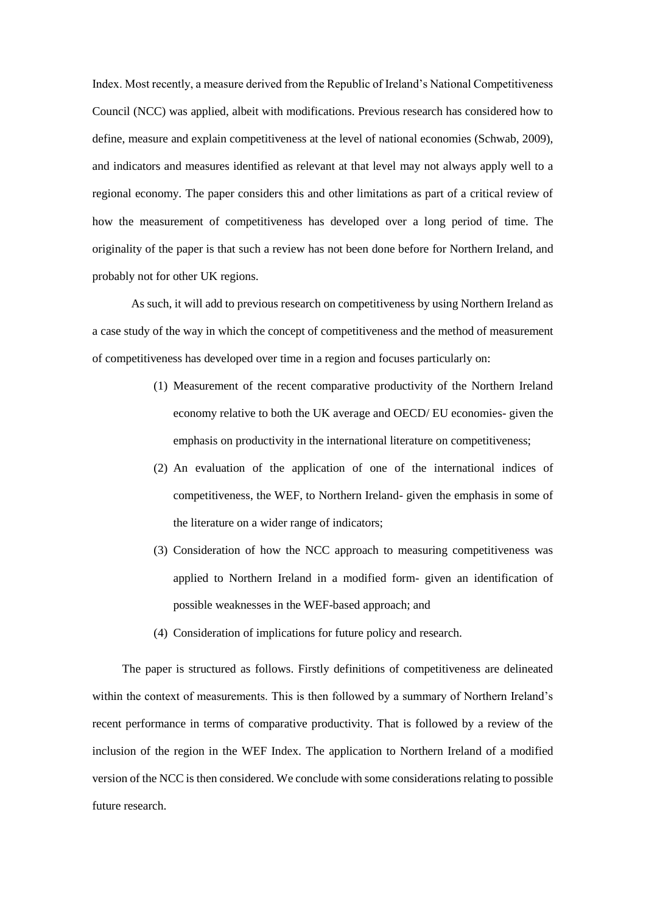Index. Most recently, a measure derived from the Republic of Ireland's National Competitiveness Council (NCC) was applied, albeit with modifications. Previous research has considered how to define, measure and explain competitiveness at the level of national economies (Schwab, 2009), and indicators and measures identified as relevant at that level may not always apply well to a regional economy. The paper considers this and other limitations as part of a critical review of how the measurement of competitiveness has developed over a long period of time. The originality of the paper is that such a review has not been done before for Northern Ireland, and probably not for other UK regions.

As such, it will add to previous research on competitiveness by using Northern Ireland as a case study of the way in which the concept of competitiveness and the method of measurement of competitiveness has developed over time in a region and focuses particularly on:

(1) Measurement of the recent comparative productivity of the Northern Ireland economy relative to both the UK average and OECD/ EU economies- given the emphasis on productivity in the international literature on competitiveness;

(2) An evaluation of the application of one of the international indices of competitiveness, the WEF, to Northern Ireland- given the emphasis in some of the literature on a wider range of indicators;

(3) Consideration of how the NCC approach to measuring competitiveness was applied to Northern Ireland in a modified form- given an identification of possible weaknesses in the WEF-based approach; and

(4) Consideration of implications for future policy and research.

The paper is structured as follows. Firstly definitions of competitiveness are delineated within the context of measurements. This is then followed by a summary of Northern Ireland's recent performance in terms of comparative productivity. That is followed by a review of the inclusion of the region in the WEF Index. The application to Northern Ireland of a modified version of the NCC is then considered. We conclude with some considerations relating to possible future research.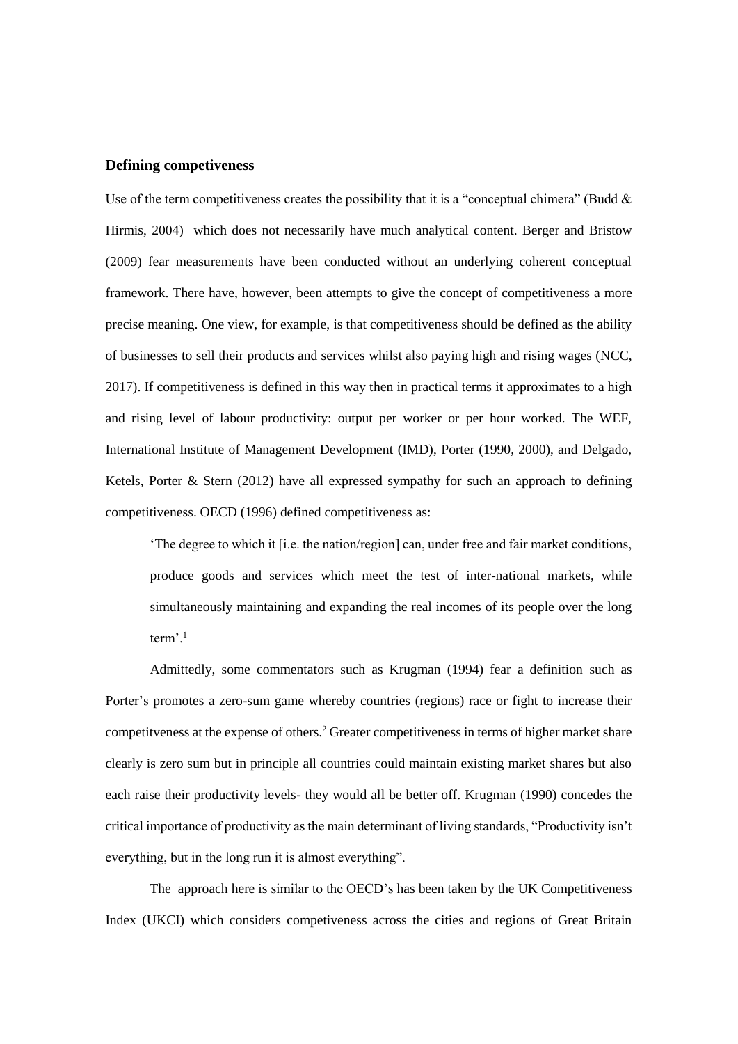### Defining competiveness

Use of the term competitiveness creates the possibility that it is a "conceptual chimera" (Budd & Hirmis, 2004) which does not necessarily have much analytical content. Berger and Bristow (2009) fear measurements have been conducted without an underlying coherent conceptual framework. There have, however, been attempts to give the concept of competitiveness a more precise meaning. One view, for example, is that competitiveness should be defined as the ability of businesses to sell their products and services whilst also paying high and rising wages (NCC, 2017). If competitiveness is defined in this way then in practical terms it approximates to a high and rising level of labour productivity: output per worker or per hour worked. The WEF, International Institute of Management Development (IMD), Porter (1990, 2000), and Delgado, Ketels, Porter & Stern (2012) have all expressed sympathy for such an approach to defining competitiveness. OECD (1996) defined competitiveness as:

> 'The degree to which it [i.e. the nation/region] can, under free and fair market conditions, produce goods and services which meet the test of inter-national markets, while simultaneously maintaining and expanding the real incomes of its people over the long term'.[1]

Admittedly, some commentators such as Krugman (1994) fear a definition such as Porter's promotes a zero-sum game whereby countries (regions) race or fight to increase their competitveness at the expense of others.[2] Greater competitiveness in terms of higher market share clearly is zero sum but in principle all countries could maintain existing market shares but also each raise their productivity levels- they would all be better off. Krugman (1990) concedes the critical importance of productivity as the main determinant of living standards, "Productivity isn't everything, but in the long run it is almost everything".

The approach here is similar to the OECD's has been taken by the UK Competitiveness Index (UKCI) which considers competiveness across the cities and regions of Great Britain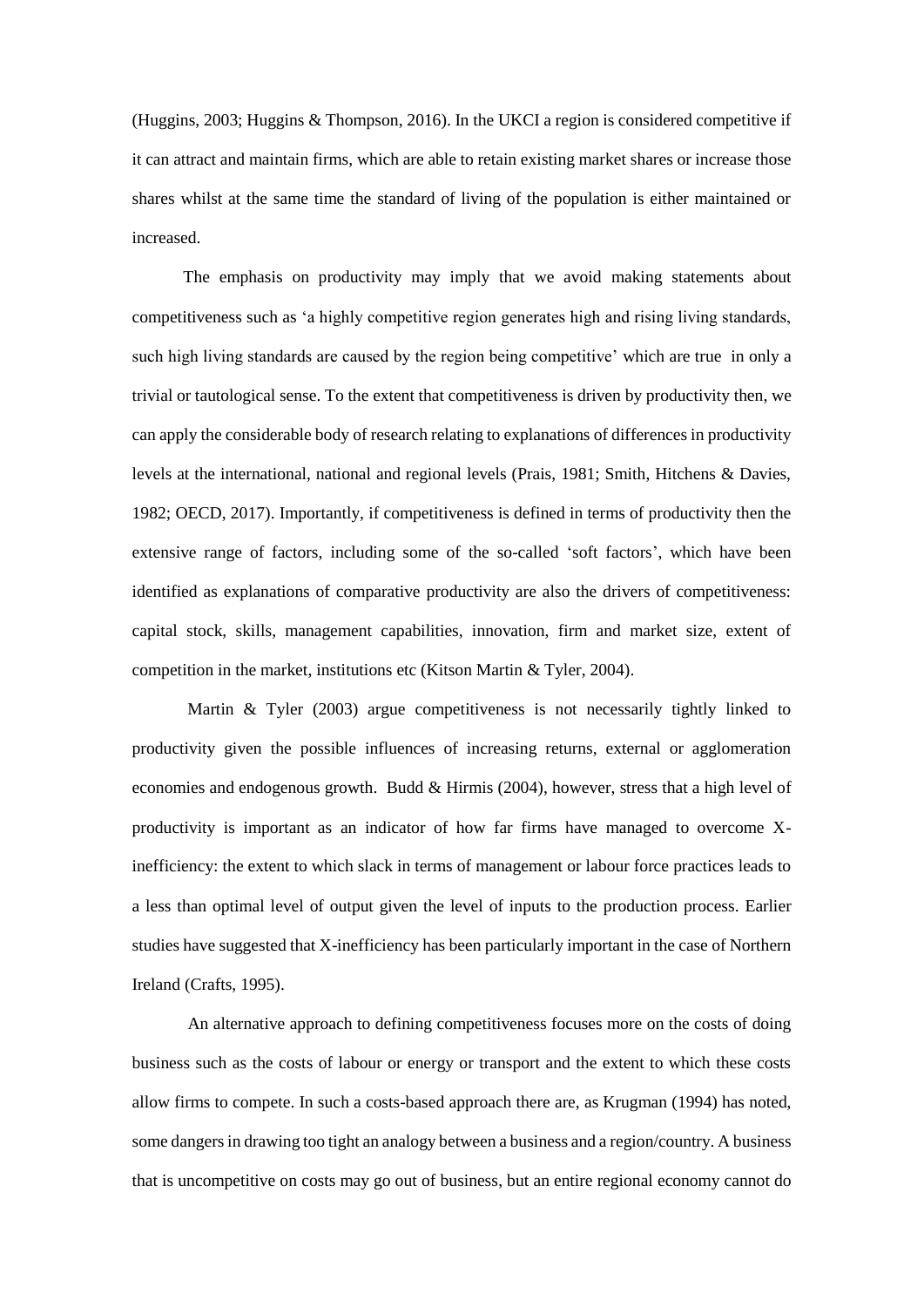(Huggins, 2003; Huggins & Thompson, 2016). In the UKCI a region is considered competitive if it can attract and maintain firms, which are able to retain existing market shares or increase those shares whilst at the same time the standard of living of the population is either maintained or increased.

The emphasis on productivity may imply that we avoid making statements about competitiveness such as 'a highly competitive region generates high and rising living standards, such high living standards are caused by the region being competitive' which are true in only a trivial or tautological sense. To the extent that competitiveness is driven by productivity then, we can apply the considerable body of research relating to explanations of differences in productivity levels at the international, national and regional levels (Prais, 1981; Smith, Hitchens & Davies, 1982; OECD, 2017). Importantly, if competitiveness is defined in terms of productivity then the extensive range of factors, including some of the so-called 'soft factors', which have been identified as explanations of comparative productivity are also the drivers of competitiveness: capital stock, skills, management capabilities, innovation, firm and market size, extent of competition in the market, institutions etc (Kitson Martin & Tyler, 2004).

Martin & Tyler (2003) argue competitiveness is not necessarily tightly linked to productivity given the possible influences of increasing returns, external or agglomeration economies and endogenous growth. Budd & Hirmis (2004), however, stress that a high level of productivity is important as an indicator of how far firms have managed to overcome X-inefficiency: the extent to which slack in terms of management or labour force practices leads to a less than optimal level of output given the level of inputs to the production process. Earlier studies have suggested that X-inefficiency has been particularly important in the case of Northern Ireland (Crafts, 1995).

An alternative approach to defining competitiveness focuses more on the costs of doing business such as the costs of labour or energy or transport and the extent to which these costs allow firms to compete. In such a costs-based approach there are, as Krugman (1994) has noted, some dangers in drawing too tight an analogy between a business and a region/country. A business that is uncompetitive on costs may go out of business, but an entire regional economy cannot do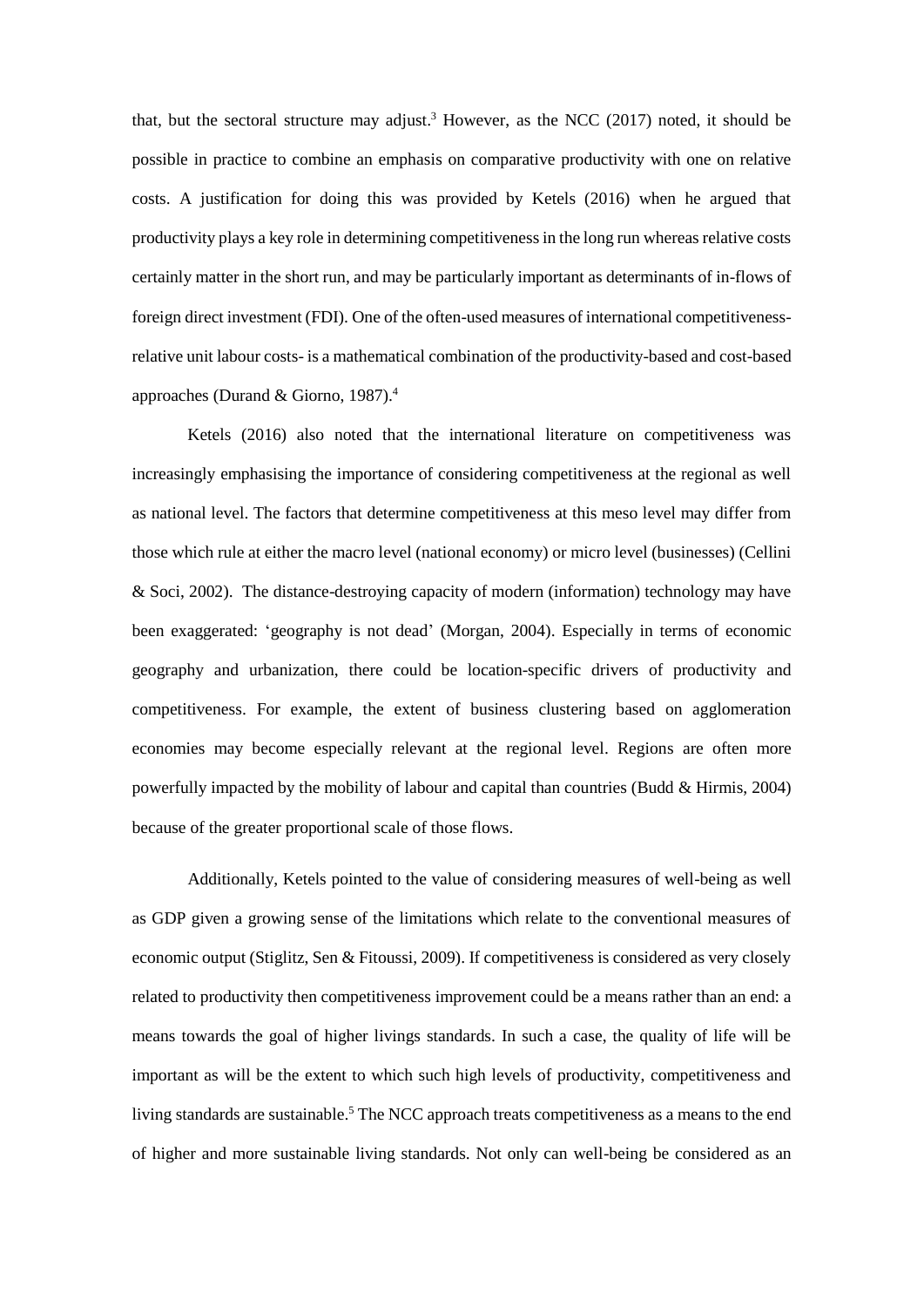that, but the sectoral structure may adjust.[3] However, as the NCC (2017) noted, it should be possible in practice to combine an emphasis on comparative productivity with one on relative costs. A justification for doing this was provided by Ketels (2016) when he argued that productivity plays a key role in determining competitiveness in the long run whereas relative costs certainly matter in the short run, and may be particularly important as determinants of in-flows of foreign direct investment (FDI). One of the often-used measures of international competitiveness-relative unit labour costs- is a mathematical combination of the productivity-based and cost-based approaches (Durand & Giorno, 1987).[4]

Ketels (2016) also noted that the international literature on competitiveness was increasingly emphasising the importance of considering competitiveness at the regional as well as national level. The factors that determine competitiveness at this meso level may differ from those which rule at either the macro level (national economy) or micro level (businesses) (Cellini & Soci, 2002). The distance-destroying capacity of modern (information) technology may have been exaggerated: 'geography is not dead' (Morgan, 2004). Especially in terms of economic geography and urbanization, there could be location-specific drivers of productivity and competitiveness. For example, the extent of business clustering based on agglomeration economies may become especially relevant at the regional level. Regions are often more powerfully impacted by the mobility of labour and capital than countries (Budd & Hirmis, 2004) because of the greater proportional scale of those flows.

Additionally, Ketels pointed to the value of considering measures of well-being as well as GDP given a growing sense of the limitations which relate to the conventional measures of economic output (Stiglitz, Sen & Fitoussi, 2009). If competitiveness is considered as very closely related to productivity then competitiveness improvement could be a means rather than an end: a means towards the goal of higher livings standards. In such a case, the quality of life will be important as will be the extent to which such high levels of productivity, competitiveness and living standards are sustainable.[5] The NCC approach treats competitiveness as a means to the end of higher and more sustainable living standards. Not only can well-being be considered as an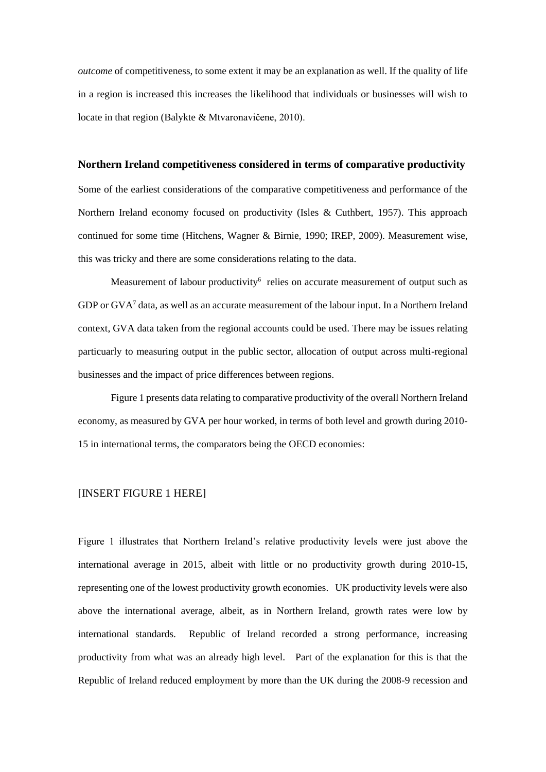*outcome* of competitiveness, to some extent it may be an explanation as well. If the quality of life in a region is increased this increases the likelihood that individuals or businesses will wish to locate in that region (Balykte & Mtvaronavičene, 2010).

## Northern Ireland competitiveness considered in terms of comparative productivity

Some of the earliest considerations of the comparative competitiveness and performance of the Northern Ireland economy focused on productivity (Isles & Cuthbert, 1957). This approach continued for some time (Hitchens, Wagner & Birnie, 1990; IREP, 2009). Measurement wise, this was tricky and there are some considerations relating to the data.

Measurement of labour productivity[6] relies on accurate measurement of output such as GDP or GVA[7] data, as well as an accurate measurement of the labour input. In a Northern Ireland context, GVA data taken from the regional accounts could be used. There may be issues relating particularly to measuring output in the public sector, allocation of output across multi-regional businesses and the impact of price differences between regions.

Figure 1 presents data relating to comparative productivity of the overall Northern Ireland economy, as measured by GVA per hour worked, in terms of both level and growth during 2010-15 in international terms, the comparators being the OECD economies:

[INSERT FIGURE 1 HERE]

Figure 1 illustrates that Northern Ireland's relative productivity levels were just above the international average in 2015, albeit with little or no productivity growth during 2010-15, representing one of the lowest productivity growth economies. UK productivity levels were also above the international average, albeit, as in Northern Ireland, growth rates were low by international standards. Republic of Ireland recorded a strong performance, increasing productivity from what was an already high level. Part of the explanation for this is that the Republic of Ireland reduced employment by more than the UK during the 2008-9 recession and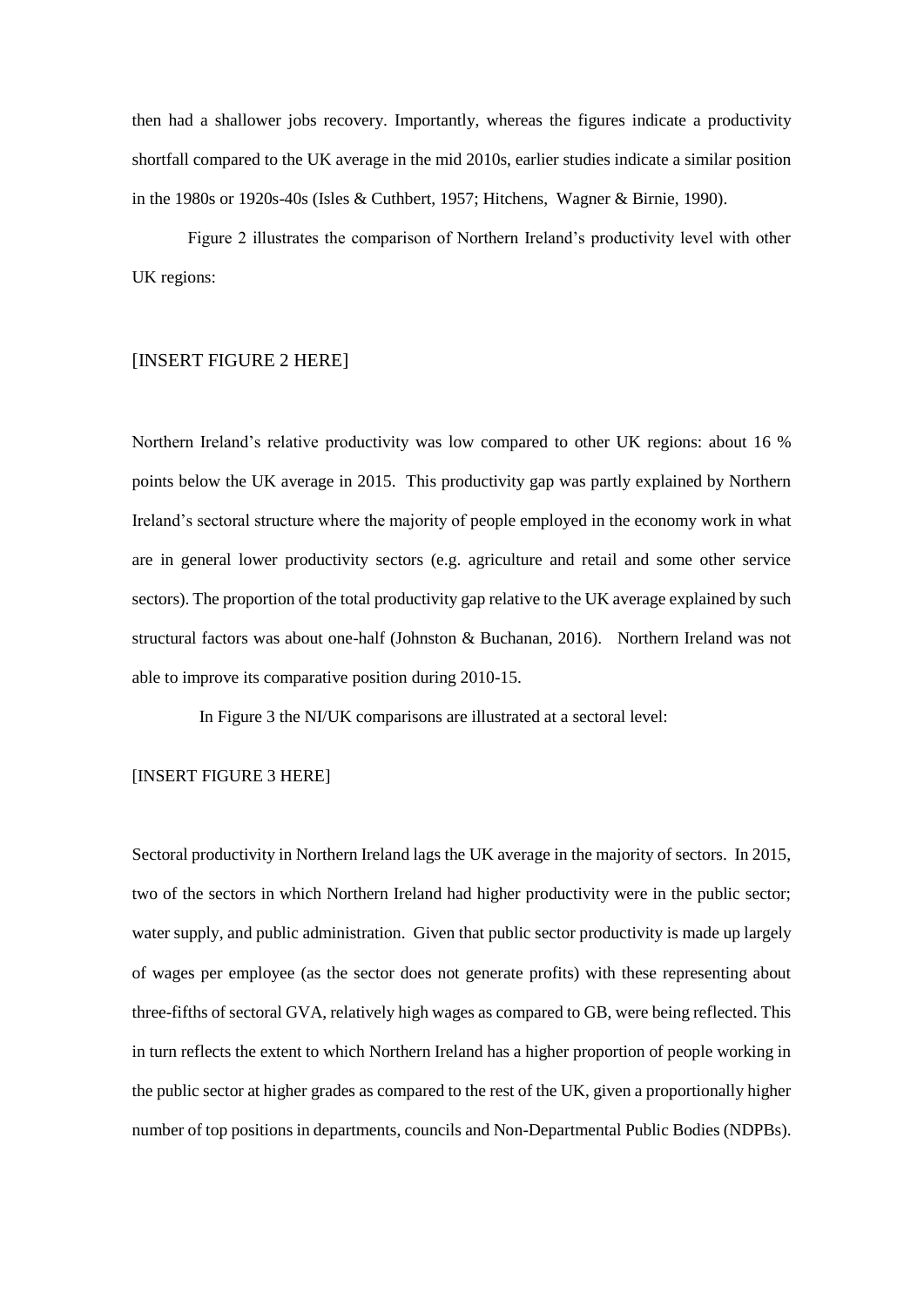then had a shallower jobs recovery. Importantly, whereas the figures indicate a productivity shortfall compared to the UK average in the mid 2010s, earlier studies indicate a similar position in the 1980s or 1920s-40s (Isles & Cuthbert, 1957; Hitchens, Wagner & Birnie, 1990).

Figure 2 illustrates the comparison of Northern Ireland's productivity level with other UK regions:

[INSERT FIGURE 2 HERE]

Northern Ireland's relative productivity was low compared to other UK regions: about 16 % points below the UK average in 2015. This productivity gap was partly explained by Northern Ireland's sectoral structure where the majority of people employed in the economy work in what are in general lower productivity sectors (e.g. agriculture and retail and some other service sectors). The proportion of the total productivity gap relative to the UK average explained by such structural factors was about one-half (Johnston & Buchanan, 2016). Northern Ireland was not able to improve its comparative position during 2010-15.

In Figure 3 the NI/UK comparisons are illustrated at a sectoral level:

[INSERT FIGURE 3 HERE]

Sectoral productivity in Northern Ireland lags the UK average in the majority of sectors. In 2015, two of the sectors in which Northern Ireland had higher productivity were in the public sector; water supply, and public administration. Given that public sector productivity is made up largely of wages per employee (as the sector does not generate profits) with these representing about three-fifths of sectoral GVA, relatively high wages as compared to GB, were being reflected. This in turn reflects the extent to which Northern Ireland has a higher proportion of people working in the public sector at higher grades as compared to the rest of the UK, given a proportionally higher number of top positions in departments, councils and Non-Departmental Public Bodies (NDPBs).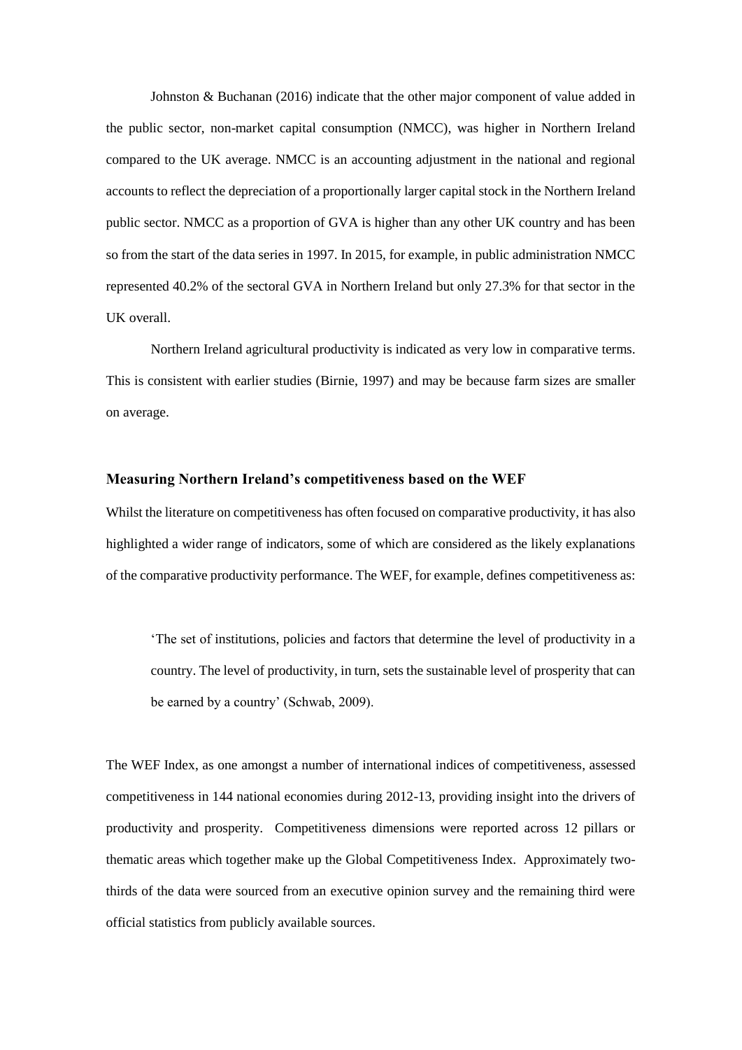Johnston & Buchanan (2016) indicate that the other major component of value added in the public sector, non-market capital consumption (NMCC), was higher in Northern Ireland compared to the UK average. NMCC is an accounting adjustment in the national and regional accounts to reflect the depreciation of a proportionally larger capital stock in the Northern Ireland public sector. NMCC as a proportion of GVA is higher than any other UK country and has been so from the start of the data series in 1997. In 2015, for example, in public administration NMCC represented 40.2% of the sectoral GVA in Northern Ireland but only 27.3% for that sector in the UK overall.

Northern Ireland agricultural productivity is indicated as very low in comparative terms. This is consistent with earlier studies (Birnie, 1997) and may be because farm sizes are smaller on average.

### Measuring Northern Ireland's competitiveness based on the WEF

Whilst the literature on competitiveness has often focused on comparative productivity, it has also highlighted a wider range of indicators, some of which are considered as the likely explanations of the comparative productivity performance. The WEF, for example, defines competitiveness as:

> 'The set of institutions, policies and factors that determine the level of productivity in a country. The level of productivity, in turn, sets the sustainable level of prosperity that can be earned by a country' (Schwab, 2009).

The WEF Index, as one amongst a number of international indices of competitiveness, assessed competitiveness in 144 national economies during 2012-13, providing insight into the drivers of productivity and prosperity. Competitiveness dimensions were reported across 12 pillars or thematic areas which together make up the Global Competitiveness Index. Approximately two-thirds of the data were sourced from an executive opinion survey and the remaining third were official statistics from publicly available sources.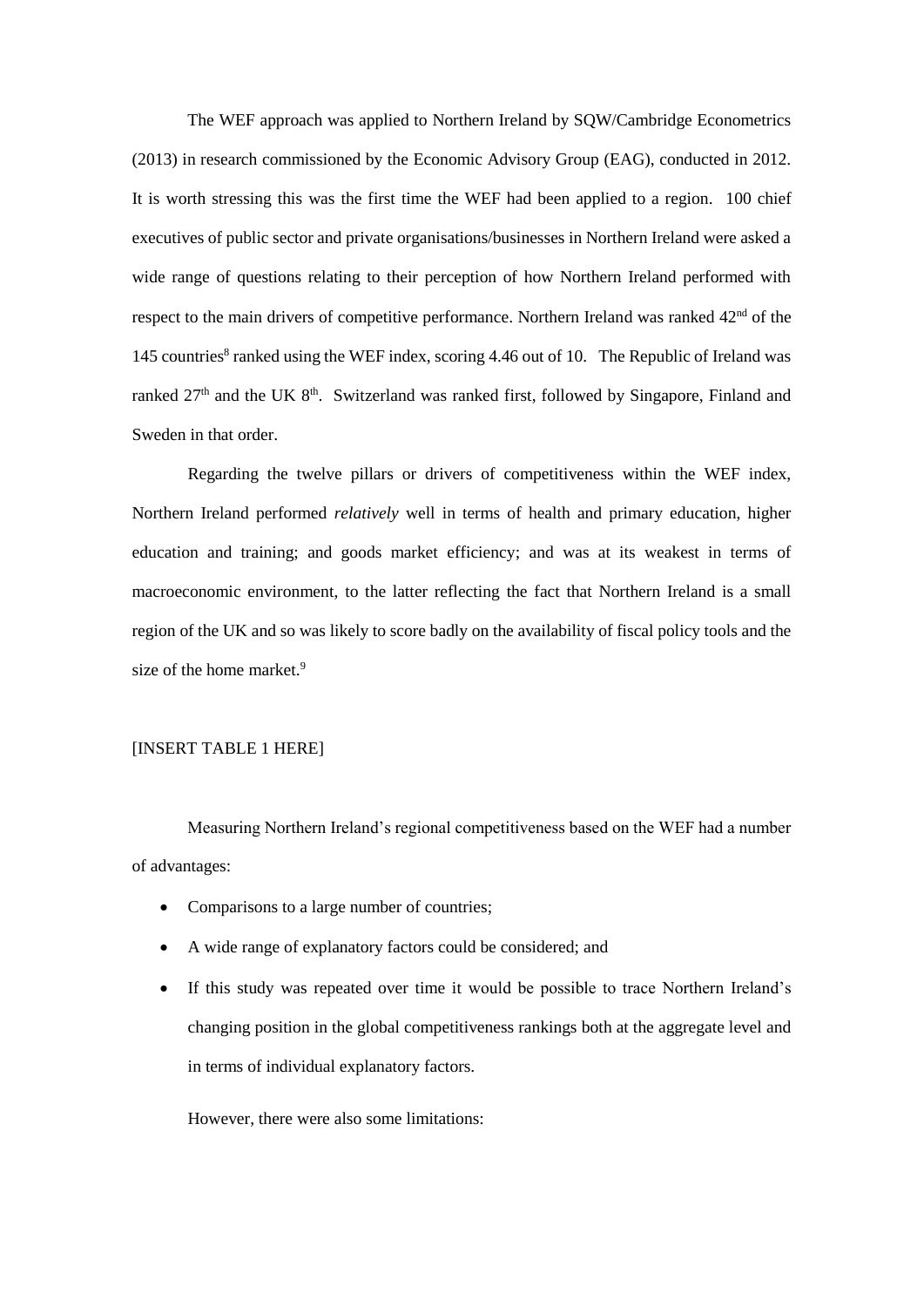The WEF approach was applied to Northern Ireland by SQW/Cambridge Econometrics (2013) in research commissioned by the Economic Advisory Group (EAG), conducted in 2012. It is worth stressing this was the first time the WEF had been applied to a region. 100 chief executives of public sector and private organisations/businesses in Northern Ireland were asked a wide range of questions relating to their perception of how Northern Ireland performed with respect to the main drivers of competitive performance. Northern Ireland was ranked 42nd of the 145 countries[8] ranked using the WEF index, scoring 4.46 out of 10. The Republic of Ireland was ranked 27th and the UK 8th. Switzerland was ranked first, followed by Singapore, Finland and Sweden in that order.

Regarding the twelve pillars or drivers of competitiveness within the WEF index, Northern Ireland performed *relatively* well in terms of health and primary education, higher education and training; and goods market efficiency; and was at its weakest in terms of macroeconomic environment, to the latter reflecting the fact that Northern Ireland is a small region of the UK and so was likely to score badly on the availability of fiscal policy tools and the size of the home market.[9]

[INSERT TABLE 1 HERE]

Measuring Northern Ireland's regional competitiveness based on the WEF had a number of advantages:

- Comparisons to a large number of countries;
- A wide range of explanatory factors could be considered; and
- If this study was repeated over time it would be possible to trace Northern Ireland's changing position in the global competitiveness rankings both at the aggregate level and in terms of individual explanatory factors.

However, there were also some limitations: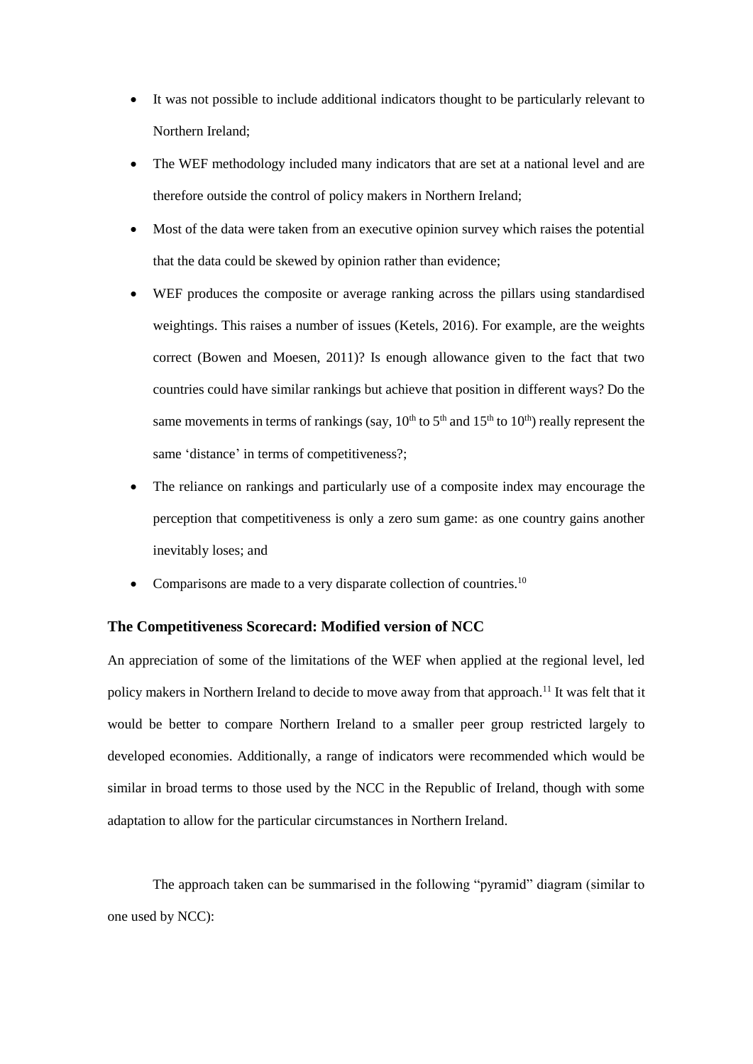- It was not possible to include additional indicators thought to be particularly relevant to Northern Ireland;
- The WEF methodology included many indicators that are set at a national level and are therefore outside the control of policy makers in Northern Ireland;
- Most of the data were taken from an executive opinion survey which raises the potential that the data could be skewed by opinion rather than evidence;
- WEF produces the composite or average ranking across the pillars using standardised weightings. This raises a number of issues (Ketels, 2016). For example, are the weights correct (Bowen and Moesen, 2011)? Is enough allowance given to the fact that two countries could have similar rankings but achieve that position in different ways? Do the same movements in terms of rankings (say, 10th to 5th and 15th to 10th) really represent the same 'distance' in terms of competitiveness?;
- The reliance on rankings and particularly use of a composite index may encourage the perception that competitiveness is only a zero sum game: as one country gains another inevitably loses; and
- Comparisons are made to a very disparate collection of countries.[10]

### The Competitiveness Scorecard: Modified version of NCC

An appreciation of some of the limitations of the WEF when applied at the regional level, led policy makers in Northern Ireland to decide to move away from that approach.[11] It was felt that it would be better to compare Northern Ireland to a smaller peer group restricted largely to developed economies. Additionally, a range of indicators were recommended which would be similar in broad terms to those used by the NCC in the Republic of Ireland, though with some adaptation to allow for the particular circumstances in Northern Ireland.

The approach taken can be summarised in the following "pyramid" diagram (similar to one used by NCC):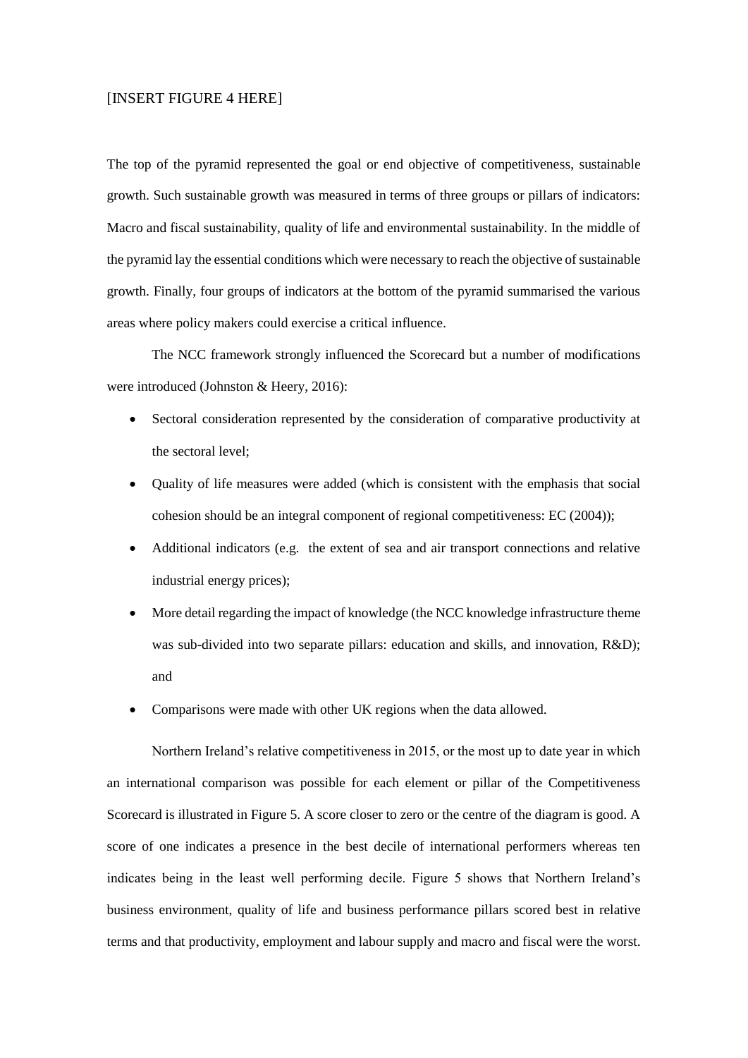[INSERT FIGURE 4 HERE]

The top of the pyramid represented the goal or end objective of competitiveness, sustainable growth. Such sustainable growth was measured in terms of three groups or pillars of indicators: Macro and fiscal sustainability, quality of life and environmental sustainability. In the middle of the pyramid lay the essential conditions which were necessary to reach the objective of sustainable growth. Finally, four groups of indicators at the bottom of the pyramid summarised the various areas where policy makers could exercise a critical influence.

The NCC framework strongly influenced the Scorecard but a number of modifications were introduced (Johnston & Heery, 2016):

- Sectoral consideration represented by the consideration of comparative productivity at the sectoral level;
- Quality of life measures were added (which is consistent with the emphasis that social cohesion should be an integral component of regional competitiveness: EC (2004));
- Additional indicators (e.g. the extent of sea and air transport connections and relative industrial energy prices);
- More detail regarding the impact of knowledge (the NCC knowledge infrastructure theme was sub-divided into two separate pillars: education and skills, and innovation, R&D); and
- Comparisons were made with other UK regions when the data allowed.

Northern Ireland's relative competitiveness in 2015, or the most up to date year in which an international comparison was possible for each element or pillar of the Competitiveness Scorecard is illustrated in Figure 5. A score closer to zero or the centre of the diagram is good. A score of one indicates a presence in the best decile of international performers whereas ten indicates being in the least well performing decile. Figure 5 shows that Northern Ireland's business environment, quality of life and business performance pillars scored best in relative terms and that productivity, employment and labour supply and macro and fiscal were the worst.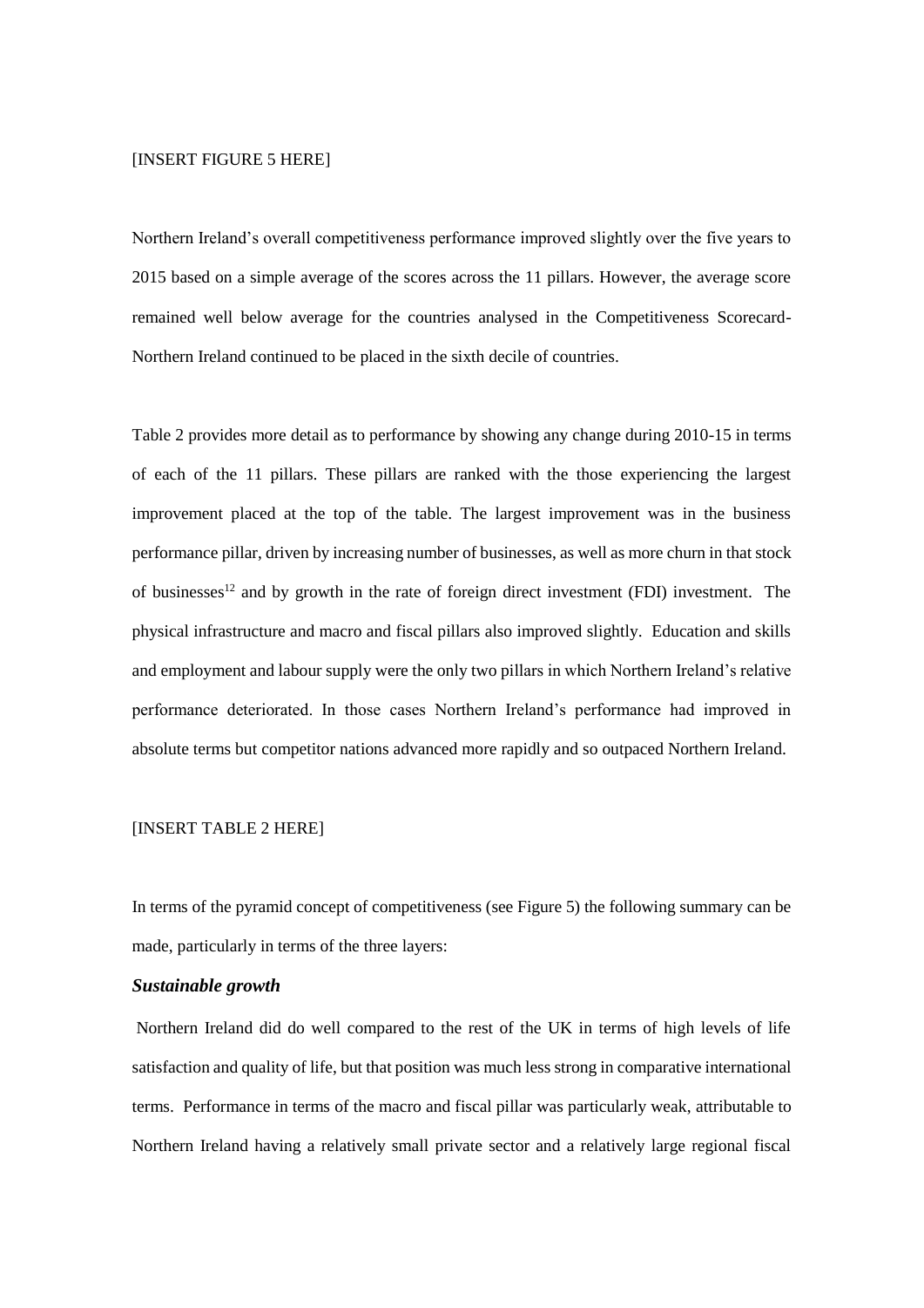[INSERT FIGURE 5 HERE]

Northern Ireland's overall competitiveness performance improved slightly over the five years to 2015 based on a simple average of the scores across the 11 pillars. However, the average score remained well below average for the countries analysed in the Competitiveness Scorecard- Northern Ireland continued to be placed in the sixth decile of countries.

Table 2 provides more detail as to performance by showing any change during 2010-15 in terms of each of the 11 pillars. These pillars are ranked with the those experiencing the largest improvement placed at the top of the table. The largest improvement was in the business performance pillar, driven by increasing number of businesses, as well as more churn in that stock of businesses[12] and by growth in the rate of foreign direct investment (FDI) investment. The physical infrastructure and macro and fiscal pillars also improved slightly. Education and skills and employment and labour supply were the only two pillars in which Northern Ireland's relative performance deteriorated. In those cases Northern Ireland's performance had improved in absolute terms but competitor nations advanced more rapidly and so outpaced Northern Ireland.

[INSERT TABLE 2 HERE]

In terms of the pyramid concept of competitiveness (see Figure 5) the following summary can be made, particularly in terms of the three layers:

***Sustainable growth***

Northern Ireland did do well compared to the rest of the UK in terms of high levels of life satisfaction and quality of life, but that position was much less strong in comparative international terms. Performance in terms of the macro and fiscal pillar was particularly weak, attributable to Northern Ireland having a relatively small private sector and a relatively large regional fiscal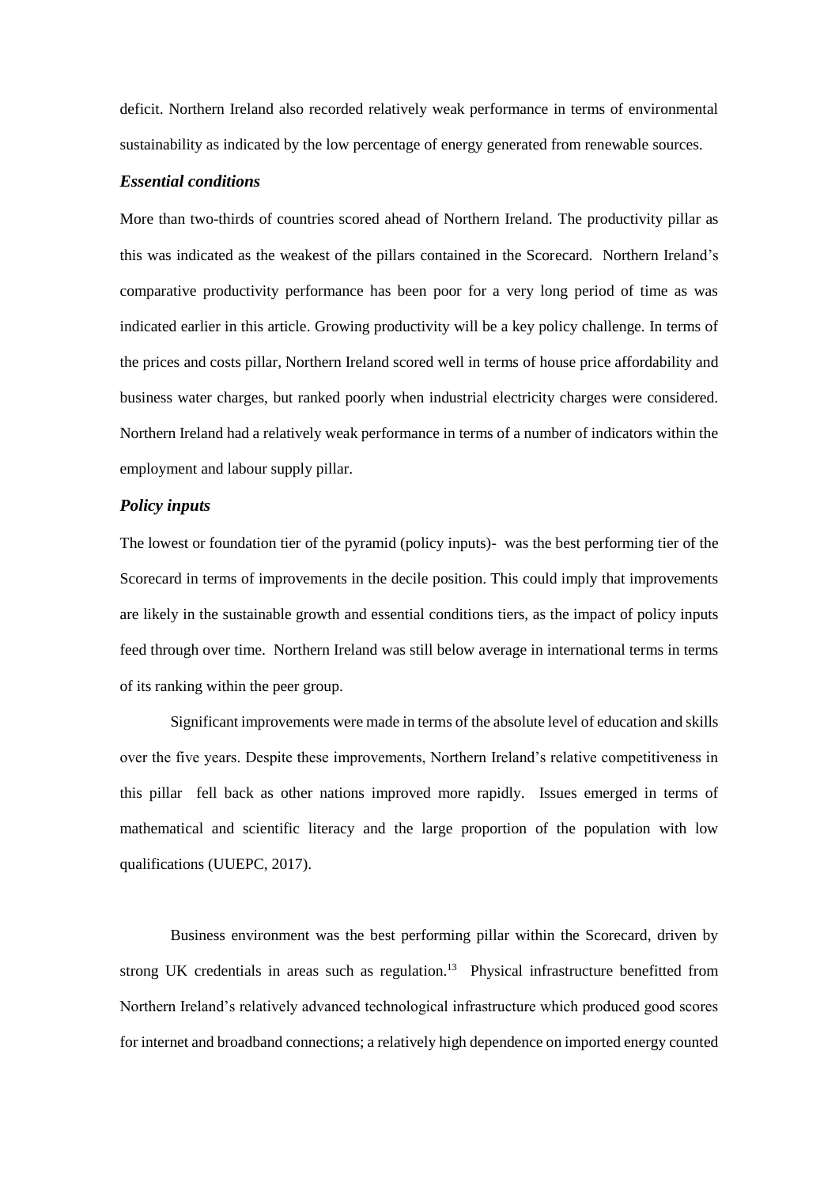deficit. Northern Ireland also recorded relatively weak performance in terms of environmental sustainability as indicated by the low percentage of energy generated from renewable sources.

### *Essential conditions*

More than two-thirds of countries scored ahead of Northern Ireland. The productivity pillar as this was indicated as the weakest of the pillars contained in the Scorecard. Northern Ireland's comparative productivity performance has been poor for a very long period of time as was indicated earlier in this article. Growing productivity will be a key policy challenge. In terms of the prices and costs pillar, Northern Ireland scored well in terms of house price affordability and business water charges, but ranked poorly when industrial electricity charges were considered. Northern Ireland had a relatively weak performance in terms of a number of indicators within the employment and labour supply pillar.

### *Policy inputs*

The lowest or foundation tier of the pyramid (policy inputs)- was the best performing tier of the Scorecard in terms of improvements in the decile position. This could imply that improvements are likely in the sustainable growth and essential conditions tiers, as the impact of policy inputs feed through over time. Northern Ireland was still below average in international terms in terms of its ranking within the peer group.

Significant improvements were made in terms of the absolute level of education and skills over the five years. Despite these improvements, Northern Ireland's relative competitiveness in this pillar fell back as other nations improved more rapidly. Issues emerged in terms of mathematical and scientific literacy and the large proportion of the population with low qualifications (UUEPC, 2017).

Business environment was the best performing pillar within the Scorecard, driven by strong UK credentials in areas such as regulation.[13] Physical infrastructure benefitted from Northern Ireland's relatively advanced technological infrastructure which produced good scores for internet and broadband connections; a relatively high dependence on imported energy counted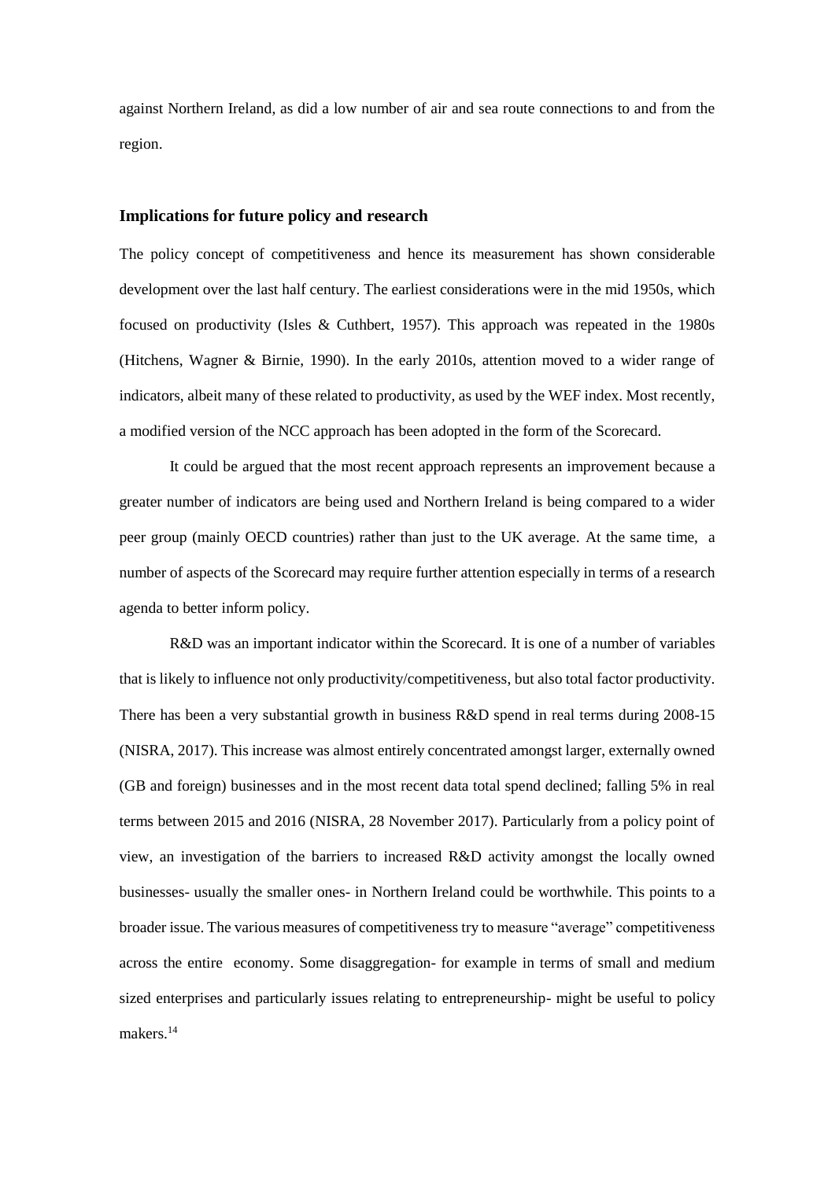against Northern Ireland, as did a low number of air and sea route connections to and from the region.

### Implications for future policy and research

The policy concept of competitiveness and hence its measurement has shown considerable development over the last half century. The earliest considerations were in the mid 1950s, which focused on productivity (Isles & Cuthbert, 1957). This approach was repeated in the 1980s (Hitchens, Wagner & Birnie, 1990). In the early 2010s, attention moved to a wider range of indicators, albeit many of these related to productivity, as used by the WEF index. Most recently, a modified version of the NCC approach has been adopted in the form of the Scorecard.

It could be argued that the most recent approach represents an improvement because a greater number of indicators are being used and Northern Ireland is being compared to a wider peer group (mainly OECD countries) rather than just to the UK average. At the same time, a number of aspects of the Scorecard may require further attention especially in terms of a research agenda to better inform policy.

R&D was an important indicator within the Scorecard. It is one of a number of variables that is likely to influence not only productivity/competitiveness, but also total factor productivity. There has been a very substantial growth in business R&D spend in real terms during 2008-15 (NISRA, 2017). This increase was almost entirely concentrated amongst larger, externally owned (GB and foreign) businesses and in the most recent data total spend declined; falling 5% in real terms between 2015 and 2016 (NISRA, 28 November 2017). Particularly from a policy point of view, an investigation of the barriers to increased R&D activity amongst the locally owned businesses- usually the smaller ones- in Northern Ireland could be worthwhile. This points to a broader issue. The various measures of competitiveness try to measure "average" competitiveness across the entire economy. Some disaggregation- for example in terms of small and medium sized enterprises and particularly issues relating to entrepreneurship- might be useful to policy makers.[14]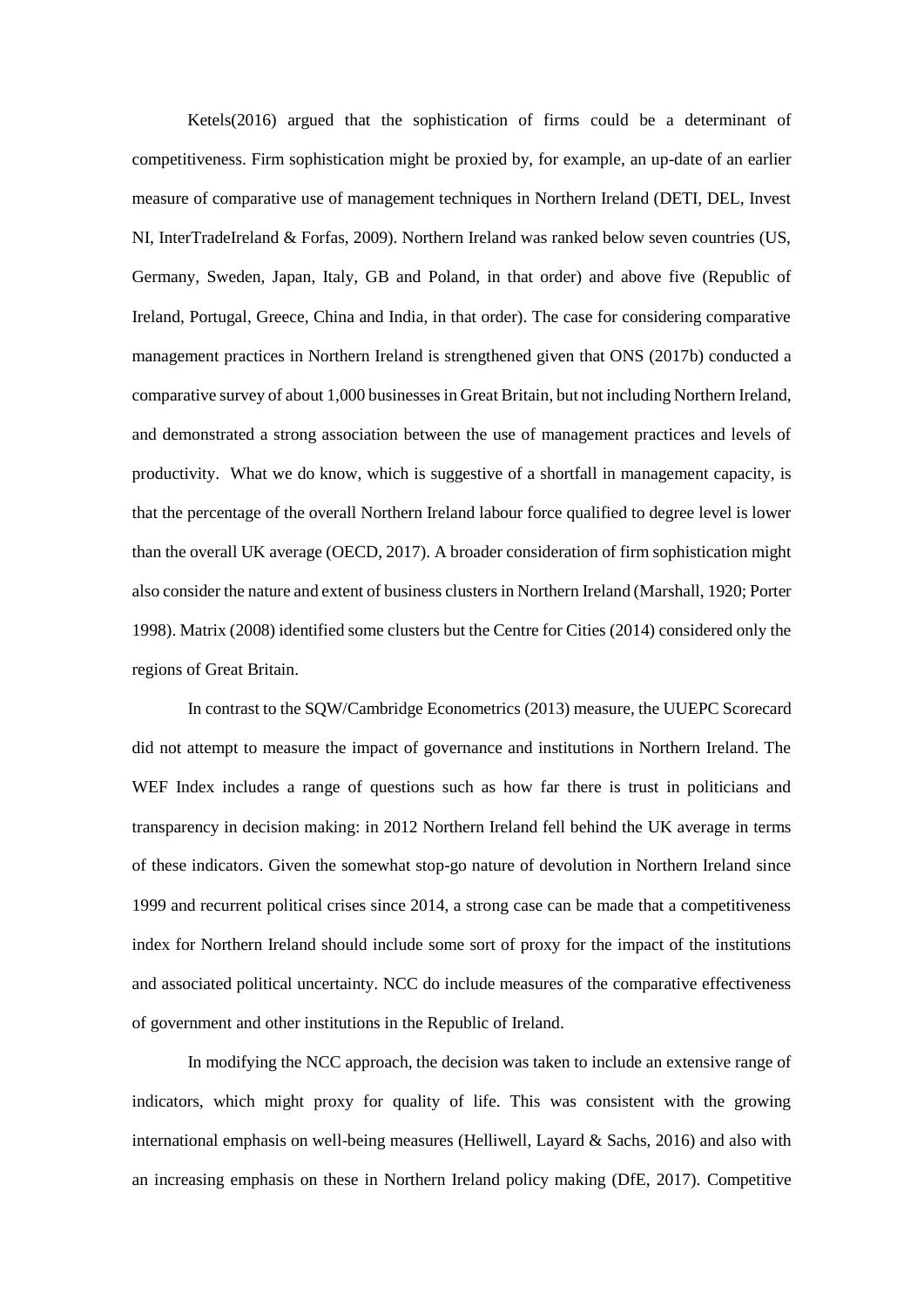Ketels(2016) argued that the sophistication of firms could be a determinant of competitiveness. Firm sophistication might be proxied by, for example, an up-date of an earlier measure of comparative use of management techniques in Northern Ireland (DETI, DEL, Invest NI, InterTradeIreland & Forfas, 2009). Northern Ireland was ranked below seven countries (US, Germany, Sweden, Japan, Italy, GB and Poland, in that order) and above five (Republic of Ireland, Portugal, Greece, China and India, in that order). The case for considering comparative management practices in Northern Ireland is strengthened given that ONS (2017b) conducted a comparative survey of about 1,000 businesses in Great Britain, but not including Northern Ireland, and demonstrated a strong association between the use of management practices and levels of productivity. What we do know, which is suggestive of a shortfall in management capacity, is that the percentage of the overall Northern Ireland labour force qualified to degree level is lower than the overall UK average (OECD, 2017). A broader consideration of firm sophistication might also consider the nature and extent of business clusters in Northern Ireland (Marshall, 1920; Porter 1998). Matrix (2008) identified some clusters but the Centre for Cities (2014) considered only the regions of Great Britain.

In contrast to the SQW/Cambridge Econometrics (2013) measure, the UUEPC Scorecard did not attempt to measure the impact of governance and institutions in Northern Ireland. The WEF Index includes a range of questions such as how far there is trust in politicians and transparency in decision making: in 2012 Northern Ireland fell behind the UK average in terms of these indicators. Given the somewhat stop-go nature of devolution in Northern Ireland since 1999 and recurrent political crises since 2014, a strong case can be made that a competitiveness index for Northern Ireland should include some sort of proxy for the impact of the institutions and associated political uncertainty. NCC do include measures of the comparative effectiveness of government and other institutions in the Republic of Ireland.

In modifying the NCC approach, the decision was taken to include an extensive range of indicators, which might proxy for quality of life. This was consistent with the growing international emphasis on well-being measures (Helliwell, Layard & Sachs, 2016) and also with an increasing emphasis on these in Northern Ireland policy making (DfE, 2017). Competitive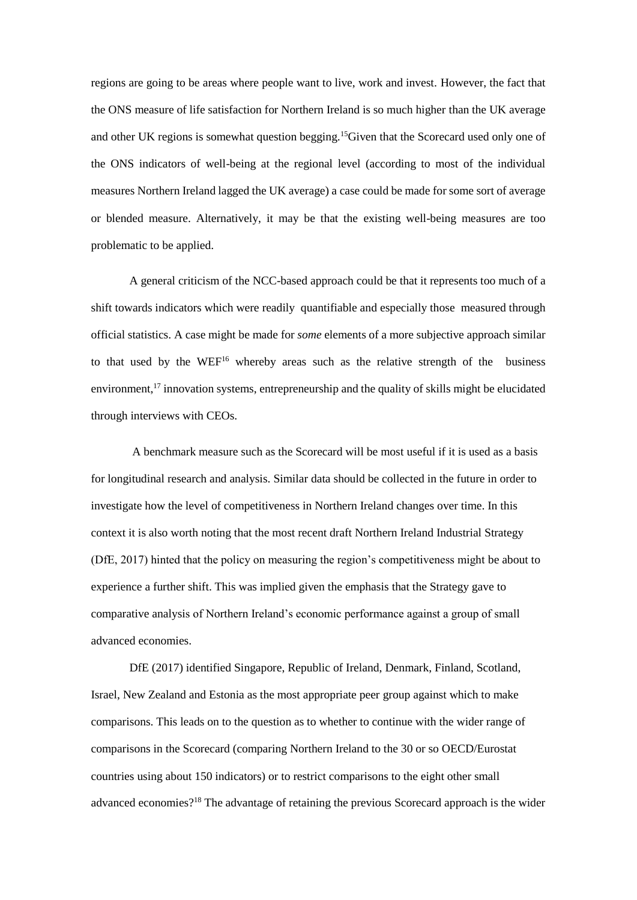regions are going to be areas where people want to live, work and invest. However, the fact that the ONS measure of life satisfaction for Northern Ireland is so much higher than the UK average and other UK regions is somewhat question begging.[15]Given that the Scorecard used only one of the ONS indicators of well-being at the regional level (according to most of the individual measures Northern Ireland lagged the UK average) a case could be made for some sort of average or blended measure. Alternatively, it may be that the existing well-being measures are too problematic to be applied.

A general criticism of the NCC-based approach could be that it represents too much of a shift towards indicators which were readily quantifiable and especially those measured through official statistics. A case might be made for *some* elements of a more subjective approach similar to that used by the WEF[16] whereby areas such as the relative strength of the business environment,[17] innovation systems, entrepreneurship and the quality of skills might be elucidated through interviews with CEOs.

A benchmark measure such as the Scorecard will be most useful if it is used as a basis for longitudinal research and analysis. Similar data should be collected in the future in order to investigate how the level of competitiveness in Northern Ireland changes over time. In this context it is also worth noting that the most recent draft Northern Ireland Industrial Strategy (DfE, 2017) hinted that the policy on measuring the region's competitiveness might be about to experience a further shift. This was implied given the emphasis that the Strategy gave to comparative analysis of Northern Ireland's economic performance against a group of small advanced economies.

DfE (2017) identified Singapore, Republic of Ireland, Denmark, Finland, Scotland, Israel, New Zealand and Estonia as the most appropriate peer group against which to make comparisons. This leads on to the question as to whether to continue with the wider range of comparisons in the Scorecard (comparing Northern Ireland to the 30 or so OECD/Eurostat countries using about 150 indicators) or to restrict comparisons to the eight other small advanced economies?[18] The advantage of retaining the previous Scorecard approach is the wider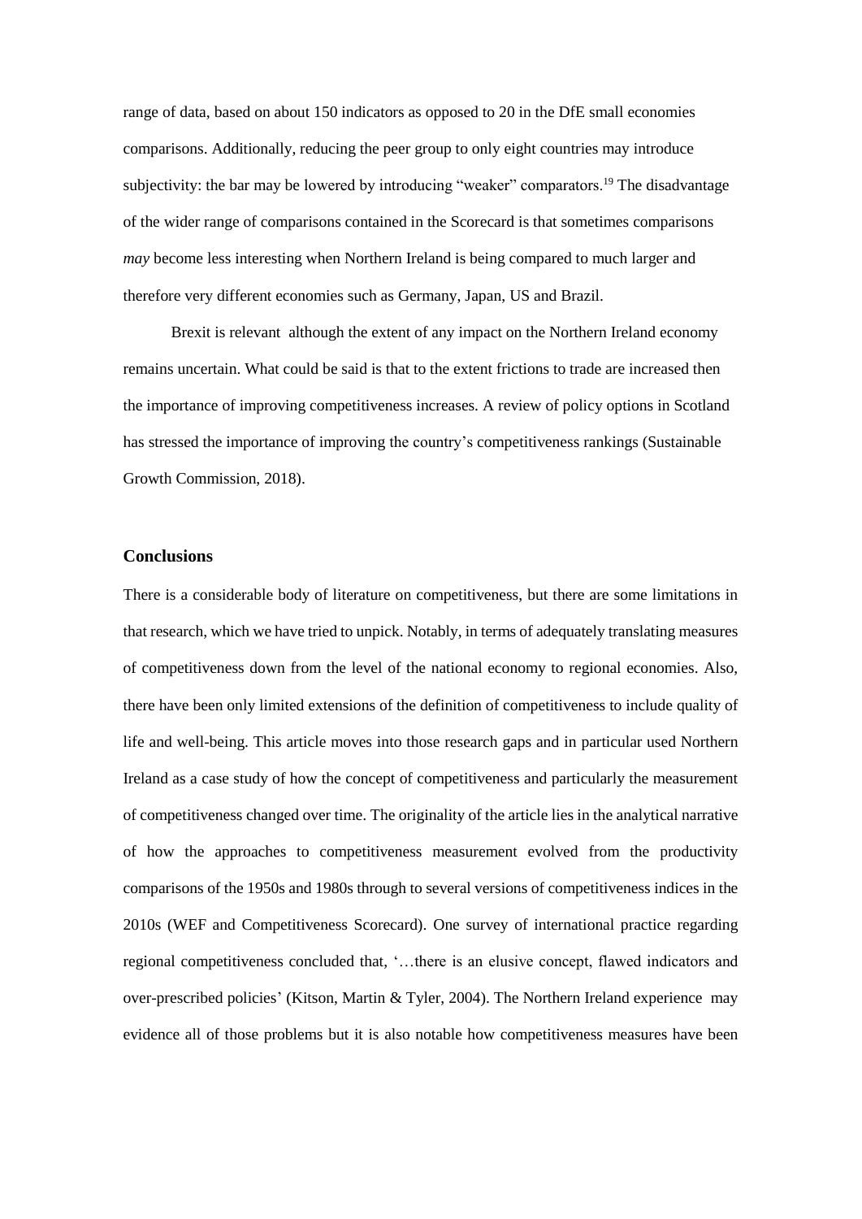range of data, based on about 150 indicators as opposed to 20 in the DfE small economies comparisons. Additionally, reducing the peer group to only eight countries may introduce subjectivity: the bar may be lowered by introducing "weaker" comparators.[19] The disadvantage of the wider range of comparisons contained in the Scorecard is that sometimes comparisons *may* become less interesting when Northern Ireland is being compared to much larger and therefore very different economies such as Germany, Japan, US and Brazil.

Brexit is relevant although the extent of any impact on the Northern Ireland economy remains uncertain. What could be said is that to the extent frictions to trade are increased then the importance of improving competitiveness increases. A review of policy options in Scotland has stressed the importance of improving the country's competitiveness rankings (Sustainable Growth Commission, 2018).

## Conclusions

There is a considerable body of literature on competitiveness, but there are some limitations in that research, which we have tried to unpick. Notably, in terms of adequately translating measures of competitiveness down from the level of the national economy to regional economies. Also, there have been only limited extensions of the definition of competitiveness to include quality of life and well-being. This article moves into those research gaps and in particular used Northern Ireland as a case study of how the concept of competitiveness and particularly the measurement of competitiveness changed over time. The originality of the article lies in the analytical narrative of how the approaches to competitiveness measurement evolved from the productivity comparisons of the 1950s and 1980s through to several versions of competitiveness indices in the 2010s (WEF and Competitiveness Scorecard). One survey of international practice regarding regional competitiveness concluded that, '…there is an elusive concept, flawed indicators and over-prescribed policies' (Kitson, Martin & Tyler, 2004). The Northern Ireland experience may evidence all of those problems but it is also notable how competitiveness measures have been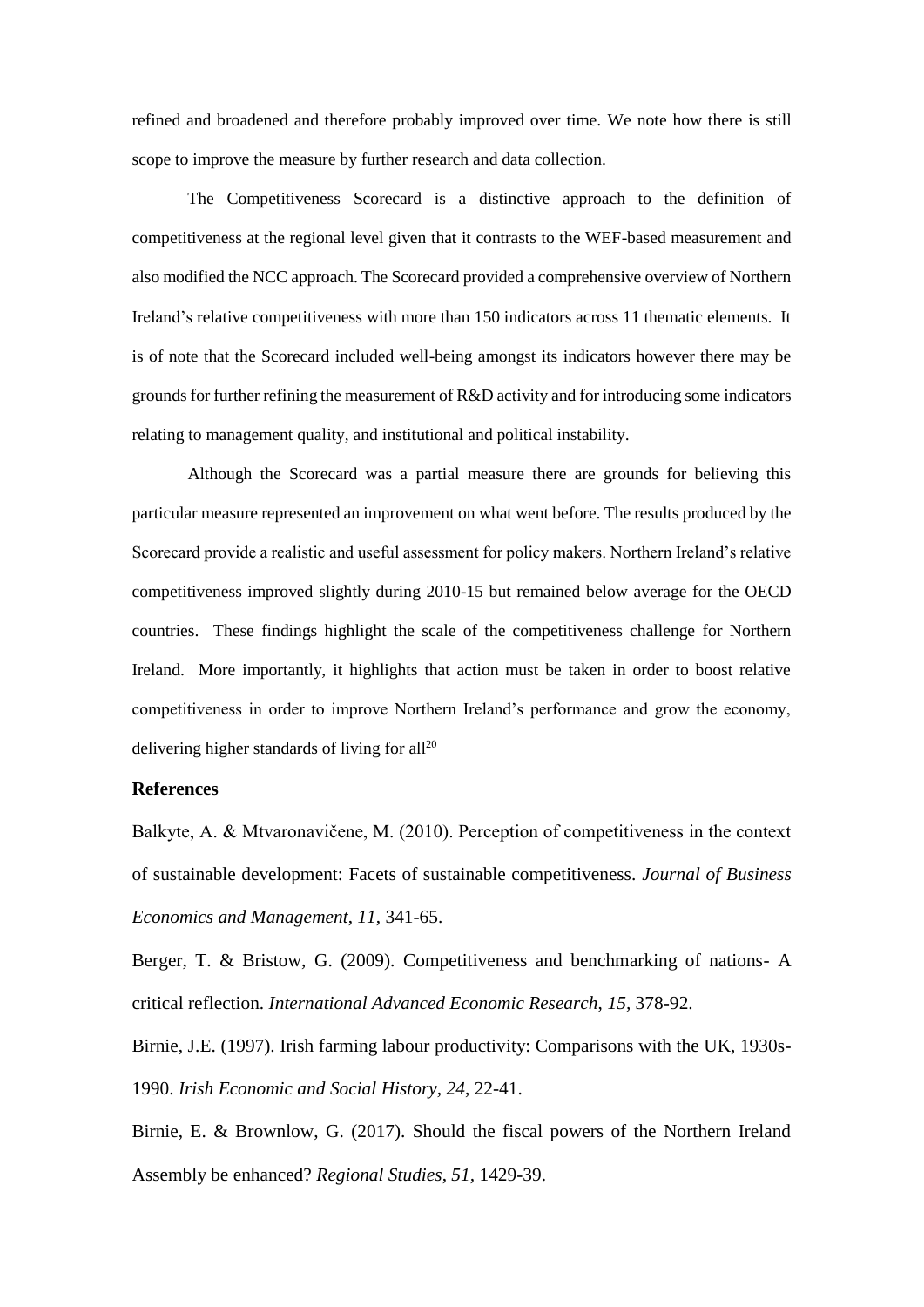refined and broadened and therefore probably improved over time. We note how there is still scope to improve the measure by further research and data collection.

The Competitiveness Scorecard is a distinctive approach to the definition of competitiveness at the regional level given that it contrasts to the WEF-based measurement and also modified the NCC approach. The Scorecard provided a comprehensive overview of Northern Ireland's relative competitiveness with more than 150 indicators across 11 thematic elements. It is of note that the Scorecard included well-being amongst its indicators however there may be grounds for further refining the measurement of R&D activity and for introducing some indicators relating to management quality, and institutional and political instability.

Although the Scorecard was a partial measure there are grounds for believing this particular measure represented an improvement on what went before. The results produced by the Scorecard provide a realistic and useful assessment for policy makers. Northern Ireland's relative competitiveness improved slightly during 2010-15 but remained below average for the OECD countries. These findings highlight the scale of the competitiveness challenge for Northern Ireland. More importantly, it highlights that action must be taken in order to boost relative competitiveness in order to improve Northern Ireland's performance and grow the economy, delivering higher standards of living for all[20]

## References

Balkyte, A. & Mtvaronavičene, M. (2010). Perception of competitiveness in the context of sustainable development: Facets of sustainable competitiveness. *Journal of Business Economics and Management*, *11*, 341-65.

Berger, T. & Bristow, G. (2009). Competitiveness and benchmarking of nations- A critical reflection. *International Advanced Economic Research*, *15*, 378-92.

Birnie, J.E. (1997). Irish farming labour productivity: Comparisons with the UK, 1930s-1990. *Irish Economic and Social History*, *24*, 22-41.

Birnie, E. & Brownlow, G. (2017). Should the fiscal powers of the Northern Ireland Assembly be enhanced? *Regional Studies*, *51*, 1429-39.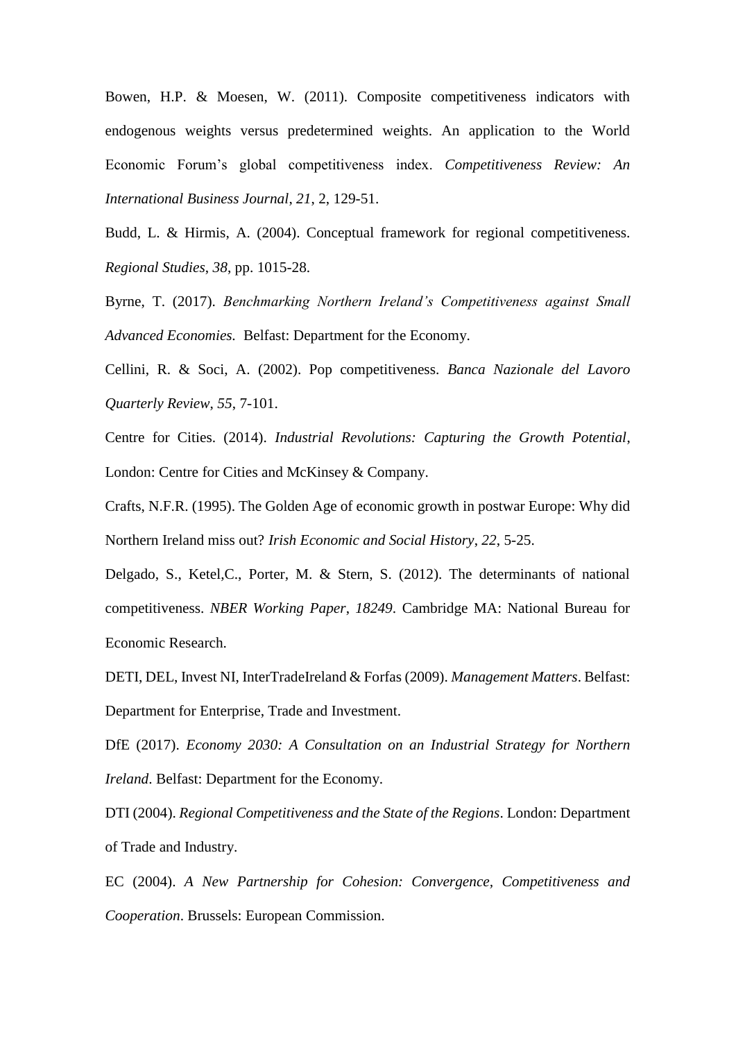Bowen, H.P. & Moesen, W. (2011). Composite competitiveness indicators with endogenous weights versus predetermined weights. An application to the World Economic Forum's global competitiveness index. *Competitiveness Review: An International Business Journal*, *21*, 2, 129-51.

Budd, L. & Hirmis, A. (2004). Conceptual framework for regional competitiveness. *Regional Studies*, *38*, pp. 1015-28.

Byrne, T. (2017). *Benchmarking Northern Ireland's Competitiveness against Small Advanced Economies.* Belfast: Department for the Economy.

Cellini, R. & Soci, A. (2002). Pop competitiveness. *Banca Nazionale del Lavoro Quarterly Review*, *55*, 7-101.

Centre for Cities. (2014). *Industrial Revolutions: Capturing the Growth Potential*, London: Centre for Cities and McKinsey & Company.

Crafts, N.F.R. (1995). The Golden Age of economic growth in postwar Europe: Why did Northern Ireland miss out? *Irish Economic and Social History*, *22*, 5-25.

Delgado, S., Ketel,C., Porter, M. & Stern, S. (2012). The determinants of national competitiveness. *NBER Working Paper*, *18249*. Cambridge MA: National Bureau for Economic Research.

DETI, DEL, Invest NI, InterTradeIreland & Forfas (2009). *Management Matters*. Belfast: Department for Enterprise, Trade and Investment.

DfE (2017). *Economy 2030: A Consultation on an Industrial Strategy for Northern Ireland*. Belfast: Department for the Economy.

DTI (2004). *Regional Competitiveness and the State of the Regions*. London: Department of Trade and Industry.

EC (2004). *A New Partnership for Cohesion: Convergence, Competitiveness and Cooperation*. Brussels: European Commission.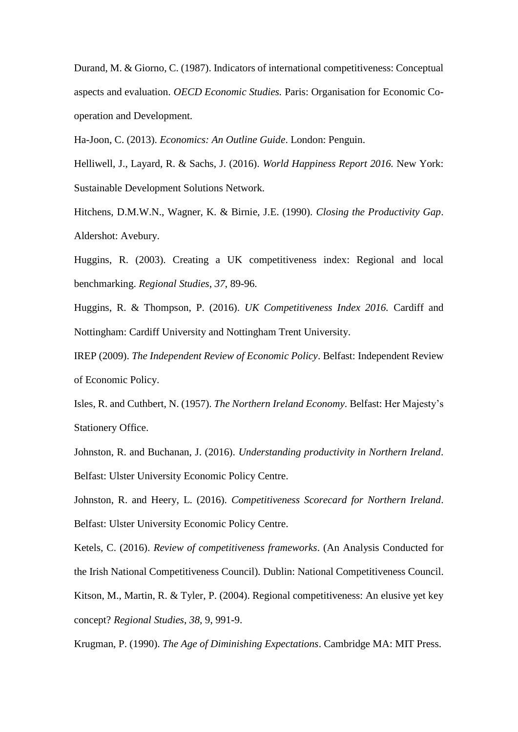Durand, M. & Giorno, C. (1987). Indicators of international competitiveness: Conceptual aspects and evaluation. *OECD Economic Studies.* Paris: Organisation for Economic Co-operation and Development.

Ha-Joon, C. (2013). *Economics: An Outline Guide*. London: Penguin.

Helliwell, J., Layard, R. & Sachs, J. (2016). *World Happiness Report 2016.* New York: Sustainable Development Solutions Network.

Hitchens, D.M.W.N., Wagner, K. & Birnie, J.E. (1990). *Closing the Productivity Gap*. Aldershot: Avebury.

Huggins, R. (2003). Creating a UK competitiveness index: Regional and local benchmarking. *Regional Studies*, *37*, 89-96.

Huggins, R. & Thompson, P. (2016). *UK Competitiveness Index 2016.* Cardiff and Nottingham: Cardiff University and Nottingham Trent University.

IREP (2009). *The Independent Review of Economic Policy*. Belfast: Independent Review of Economic Policy.

Isles, R. and Cuthbert, N. (1957). *The Northern Ireland Economy*. Belfast: Her Majesty's Stationery Office.

Johnston, R. and Buchanan, J. (2016). *Understanding productivity in Northern Ireland*. Belfast: Ulster University Economic Policy Centre.

Johnston, R. and Heery, L. (2016). *Competitiveness Scorecard for Northern Ireland*. Belfast: Ulster University Economic Policy Centre.

Ketels, C. (2016). *Review of competitiveness frameworks*. (An Analysis Conducted for the Irish National Competitiveness Council). Dublin: National Competitiveness Council.

Kitson, M., Martin, R. & Tyler, P. (2004). Regional competitiveness: An elusive yet key concept? *Regional Studies*, *38*, 9, 991-9.

Krugman, P. (1990). *The Age of Diminishing Expectations*. Cambridge MA: MIT Press.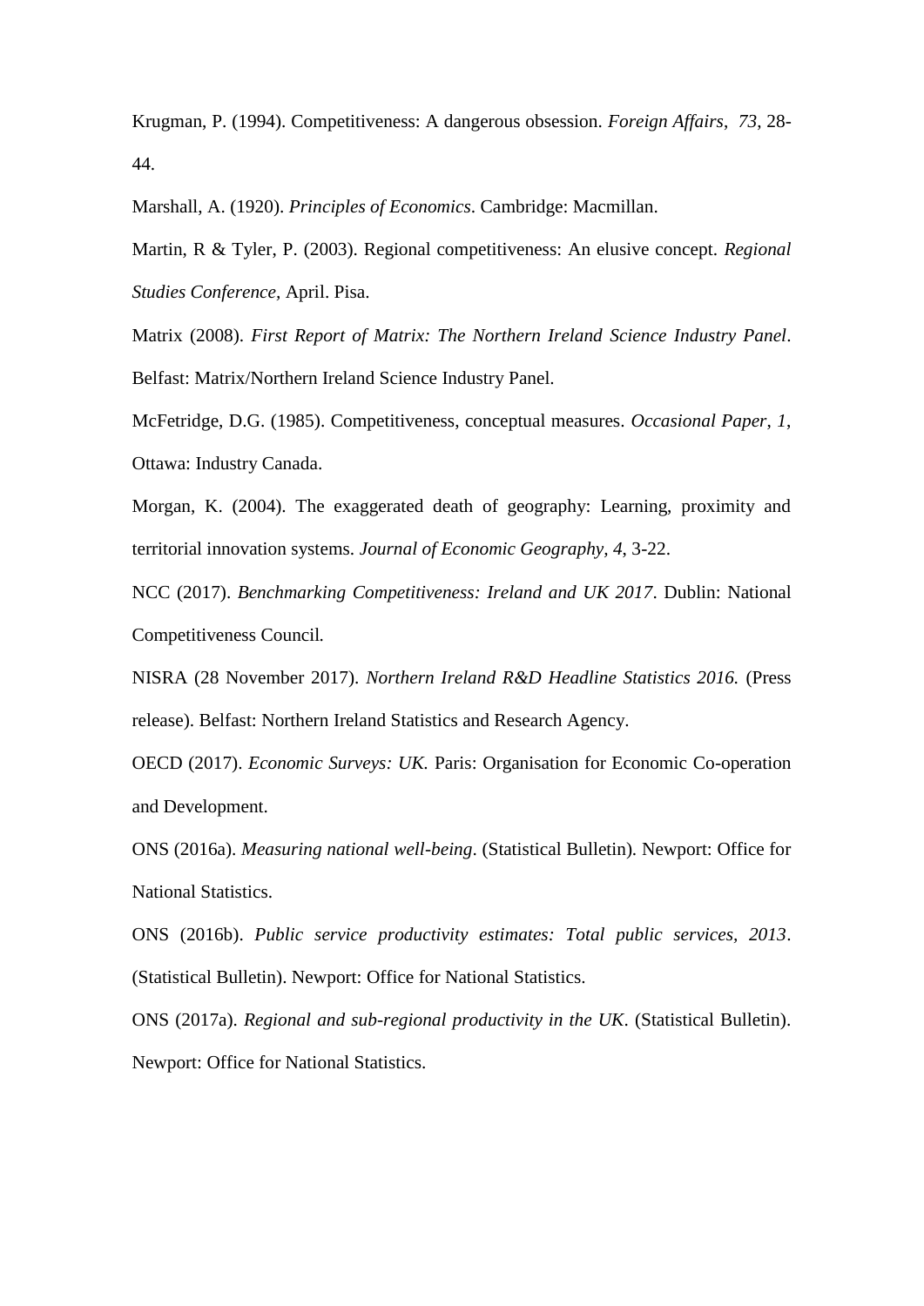Krugman, P. (1994). Competitiveness: A dangerous obsession. *Foreign Affairs*, *73*, 28-44.

Marshall, A. (1920). *Principles of Economics*. Cambridge: Macmillan.

Martin, R & Tyler, P. (2003). Regional competitiveness: An elusive concept. *Regional Studies Conference,* April. Pisa.

Matrix (2008). *First Report of Matrix: The Northern Ireland Science Industry Panel*. Belfast: Matrix/Northern Ireland Science Industry Panel.

McFetridge, D.G. (1985). Competitiveness, conceptual measures. *Occasional Paper, 1*, Ottawa: Industry Canada.

Morgan, K. (2004). The exaggerated death of geography: Learning, proximity and territorial innovation systems. *Journal of Economic Geography, 4*, 3-22.

NCC (2017). *Benchmarking Competitiveness: Ireland and UK 2017*. Dublin: National Competitiveness Council.

NISRA (28 November 2017). *Northern Ireland R&D Headline Statistics 2016.* (Press release). Belfast: Northern Ireland Statistics and Research Agency.

OECD (2017). *Economic Surveys: UK.* Paris: Organisation for Economic Co-operation and Development.

ONS (2016a). *Measuring national well-being*. (Statistical Bulletin). Newport: Office for National Statistics.

ONS (2016b). *Public service productivity estimates: Total public services, 2013*. (Statistical Bulletin). Newport: Office for National Statistics.

ONS (2017a). *Regional and sub-regional productivity in the UK*. (Statistical Bulletin). Newport: Office for National Statistics.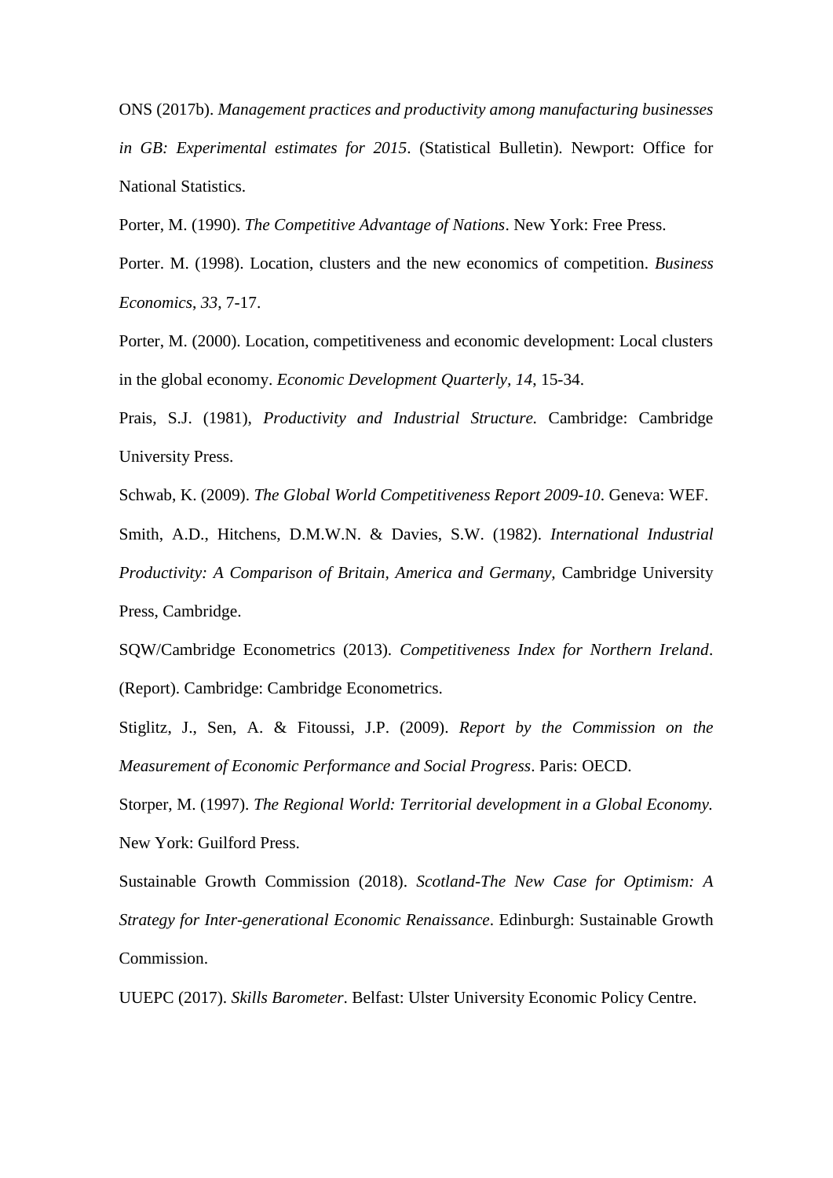ONS (2017b). *Management practices and productivity among manufacturing businesses in GB: Experimental estimates for 2015*. (Statistical Bulletin). Newport: Office for National Statistics.

Porter, M. (1990). *The Competitive Advantage of Nations*. New York: Free Press.

Porter. M. (1998). Location, clusters and the new economics of competition. *Business Economics*, *33*, 7-17.

Porter, M. (2000). Location, competitiveness and economic development: Local clusters in the global economy. *Economic Development Quarterly*, *14*, 15-34.

Prais, S.J. (1981), *Productivity and Industrial Structure.* Cambridge: Cambridge University Press.

Schwab, K. (2009). *The Global World Competitiveness Report 2009-10*. Geneva: WEF.

Smith, A.D., Hitchens, D.M.W.N. & Davies, S.W. (1982). *International Industrial Productivity: A Comparison of Britain, America and Germany,* Cambridge University Press, Cambridge.

SQW/Cambridge Econometrics (2013). *Competitiveness Index for Northern Ireland*. (Report). Cambridge: Cambridge Econometrics.

Stiglitz, J., Sen, A. & Fitoussi, J.P. (2009). *Report by the Commission on the Measurement of Economic Performance and Social Progress*. Paris: OECD.

Storper, M. (1997). *The Regional World: Territorial development in a Global Economy.* New York: Guilford Press.

Sustainable Growth Commission (2018). *Scotland-The New Case for Optimism: A Strategy for Inter-generational Economic Renaissance*. Edinburgh: Sustainable Growth Commission.

UUEPC (2017). *Skills Barometer*. Belfast: Ulster University Economic Policy Centre.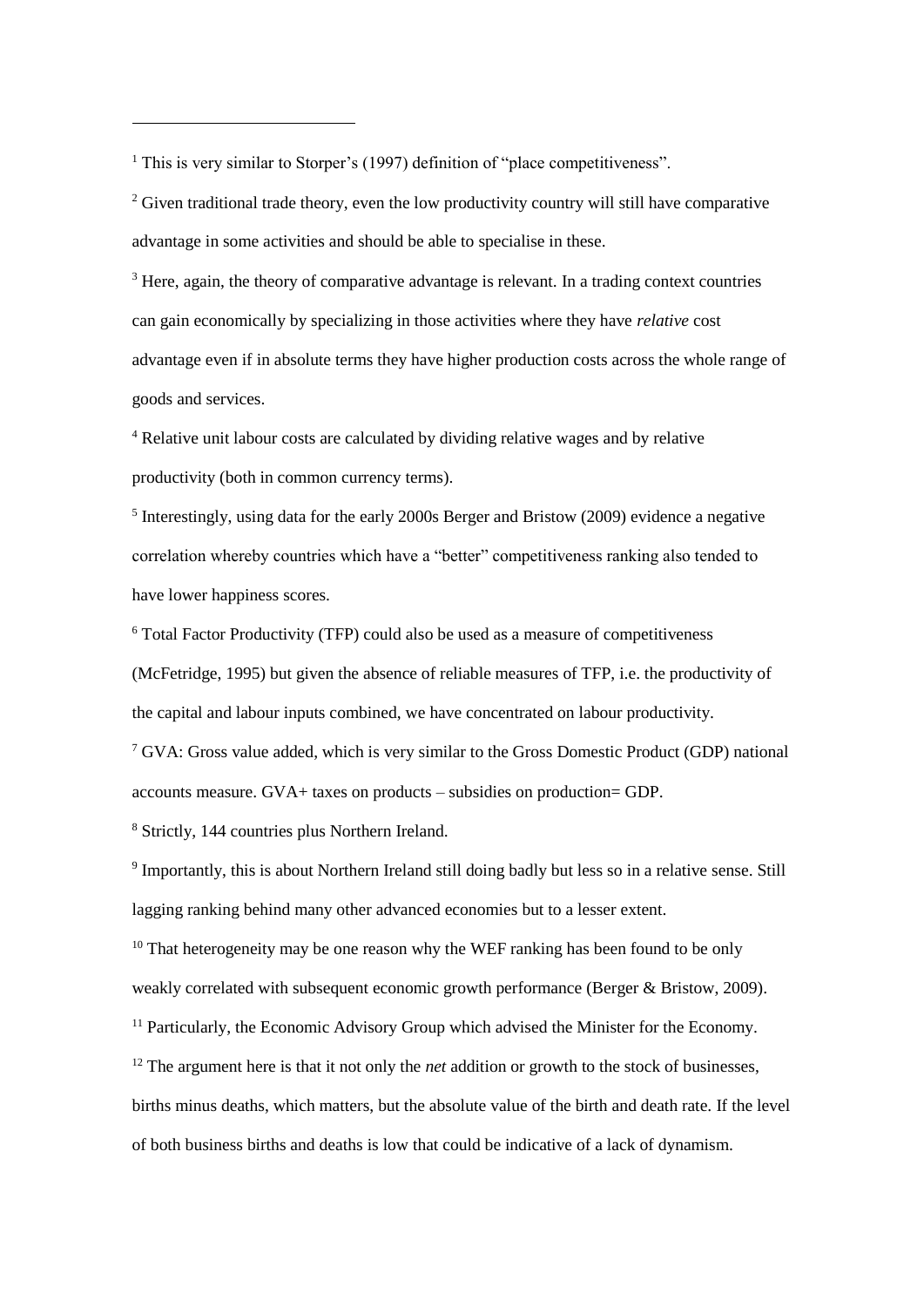[1] This is very similar to Storper's (1997) definition of "place competitiveness".

[2] Given traditional trade theory, even the low productivity country will still have comparative advantage in some activities and should be able to specialise in these.

[3] Here, again, the theory of comparative advantage is relevant. In a trading context countries can gain economically by specializing in those activities where they have *relative* cost advantage even if in absolute terms they have higher production costs across the whole range of goods and services.

[4] Relative unit labour costs are calculated by dividing relative wages and by relative productivity (both in common currency terms).

[5] Interestingly, using data for the early 2000s Berger and Bristow (2009) evidence a negative correlation whereby countries which have a "better" competitiveness ranking also tended to have lower happiness scores.

[6] Total Factor Productivity (TFP) could also be used as a measure of competitiveness (McFetridge, 1995) but given the absence of reliable measures of TFP, i.e. the productivity of the capital and labour inputs combined, we have concentrated on labour productivity.

[7] GVA: Gross value added, which is very similar to the Gross Domestic Product (GDP) national accounts measure. GVA+ taxes on products – subsidies on production= GDP.

[8] Strictly, 144 countries plus Northern Ireland.

[9] Importantly, this is about Northern Ireland still doing badly but less so in a relative sense. Still lagging ranking behind many other advanced economies but to a lesser extent.

[10] That heterogeneity may be one reason why the WEF ranking has been found to be only weakly correlated with subsequent economic growth performance (Berger & Bristow, 2009).

[11] Particularly, the Economic Advisory Group which advised the Minister for the Economy.

[12] The argument here is that it not only the *net* addition or growth to the stock of businesses, births minus deaths, which matters, but the absolute value of the birth and death rate. If the level of both business births and deaths is low that could be indicative of a lack of dynamism.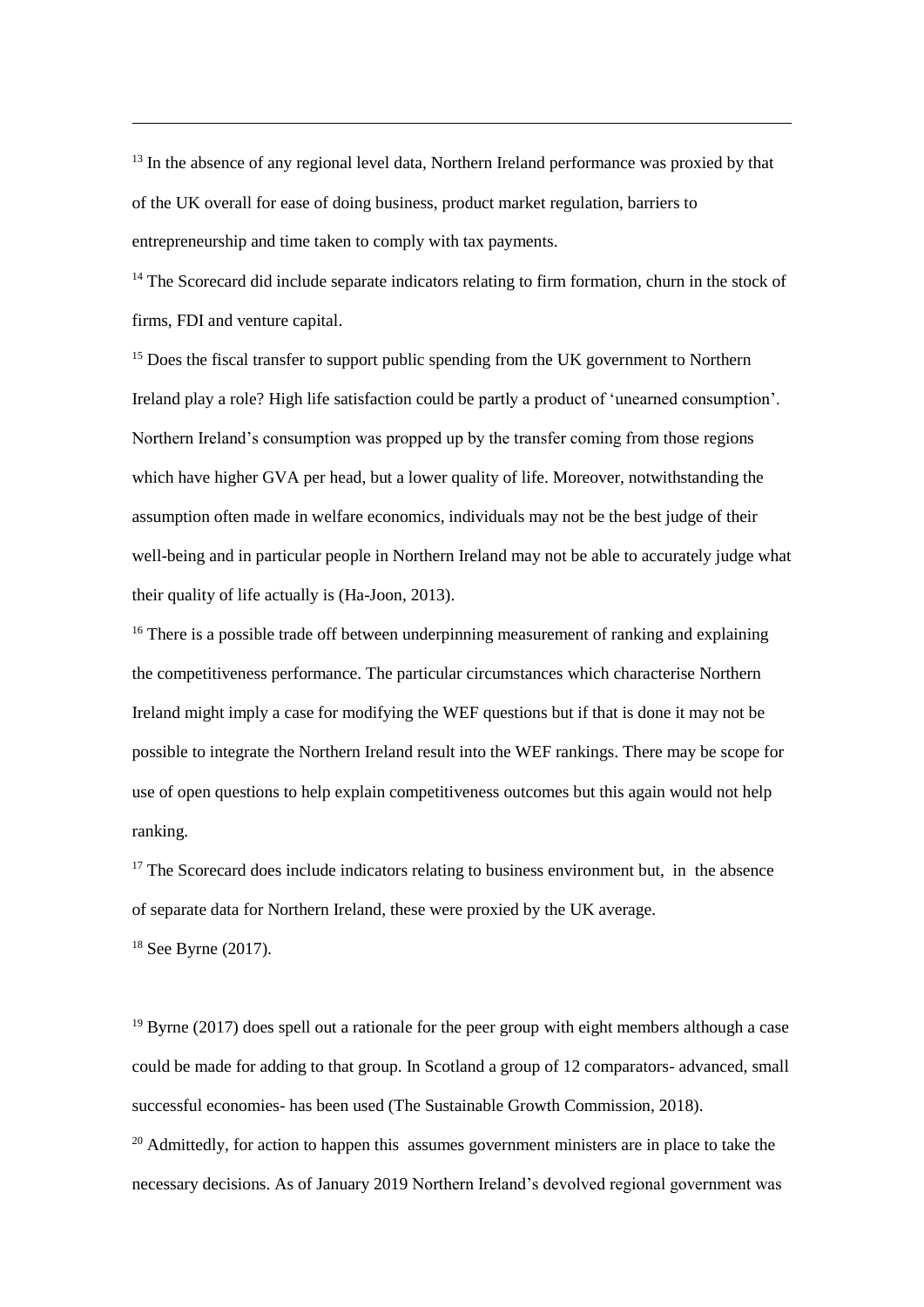---

[13] In the absence of any regional level data, Northern Ireland performance was proxied by that of the UK overall for ease of doing business, product market regulation, barriers to entrepreneurship and time taken to comply with tax payments.

[14] The Scorecard did include separate indicators relating to firm formation, churn in the stock of firms, FDI and venture capital.

[15] Does the fiscal transfer to support public spending from the UK government to Northern Ireland play a role? High life satisfaction could be partly a product of 'unearned consumption'. Northern Ireland's consumption was propped up by the transfer coming from those regions which have higher GVA per head, but a lower quality of life. Moreover, notwithstanding the assumption often made in welfare economics, individuals may not be the best judge of their well-being and in particular people in Northern Ireland may not be able to accurately judge what their quality of life actually is (Ha-Joon, 2013).

[16] There is a possible trade off between underpinning measurement of ranking and explaining the competitiveness performance. The particular circumstances which characterise Northern Ireland might imply a case for modifying the WEF questions but if that is done it may not be possible to integrate the Northern Ireland result into the WEF rankings. There may be scope for use of open questions to help explain competitiveness outcomes but this again would not help ranking.

[17] The Scorecard does include indicators relating to business environment but, in the absence of separate data for Northern Ireland, these were proxied by the UK average.

[18] See Byrne (2017).

[19] Byrne (2017) does spell out a rationale for the peer group with eight members although a case could be made for adding to that group. In Scotland a group of 12 comparators- advanced, small successful economies- has been used (The Sustainable Growth Commission, 2018).

[20] Admittedly, for action to happen this assumes government ministers are in place to take the necessary decisions. As of January 2019 Northern Ireland's devolved regional government was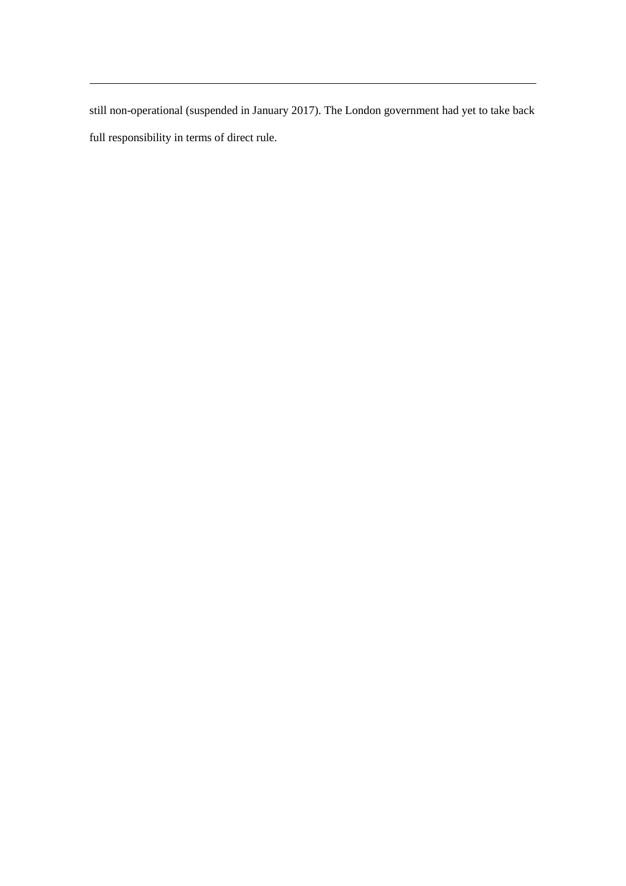still non-operational (suspended in January 2017). The London government had yet to take back full responsibility in terms of direct rule.